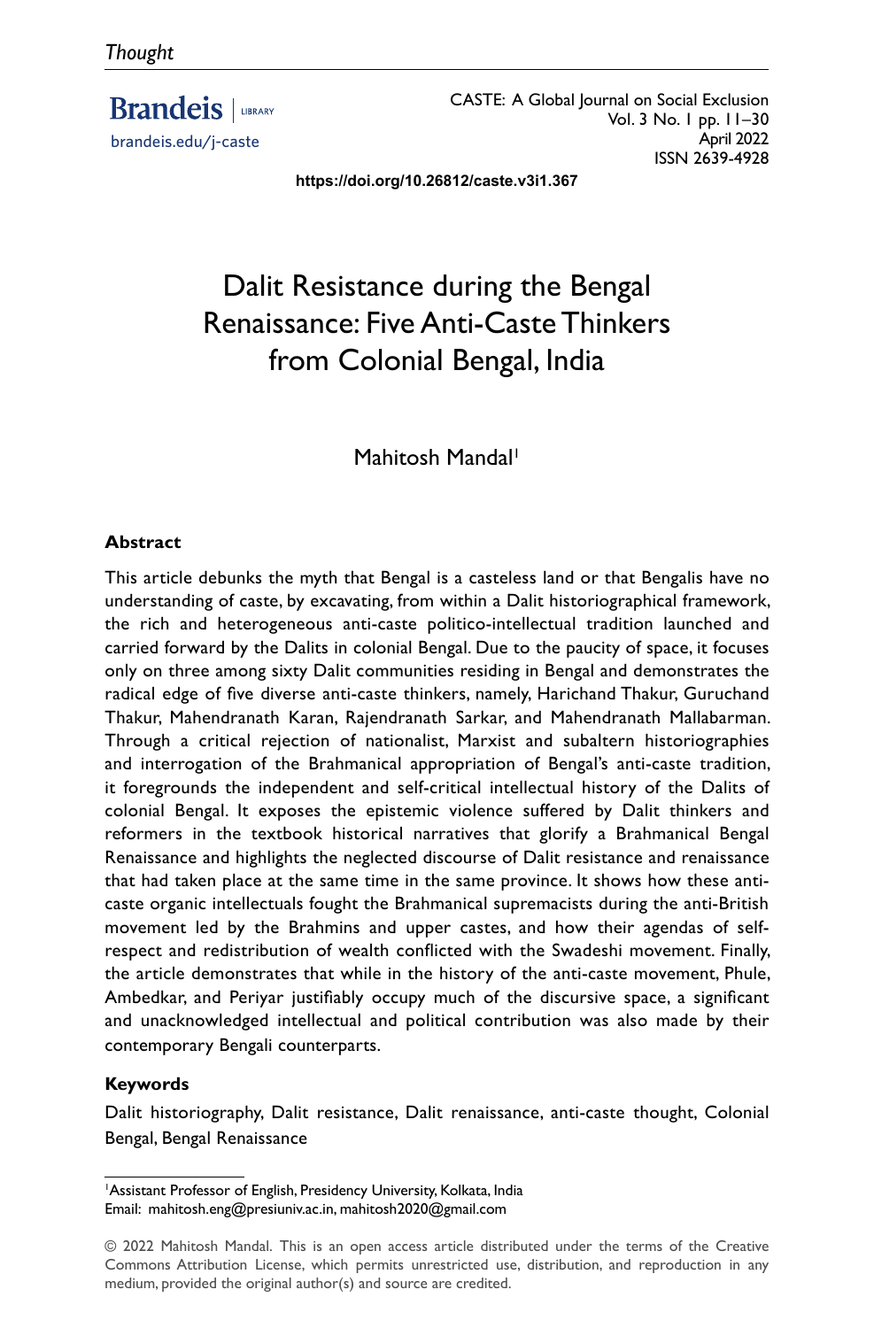Thought

CASTE: A Global Journal on Social Exclusion
Vol. 3 No. 1 pp. 11–30
April 2022
ISSN 2639-4928

brandeis.edu/j-caste

https://doi.org/10.26812/caste.v3i1.367

# Dalit Resistance during the Bengal Renaissance: Five Anti-Caste Thinkers from Colonial Bengal, India

Mahitosh Mandal[1]

## Abstract

This article debunks the myth that Bengal is a casteless land or that Bengalis have no understanding of caste, by excavating, from within a Dalit historiographical framework, the rich and heterogeneous anti-caste politico-intellectual tradition launched and carried forward by the Dalits in colonial Bengal. Due to the paucity of space, it focuses only on three among sixty Dalit communities residing in Bengal and demonstrates the radical edge of five diverse anti-caste thinkers, namely, Harichand Thakur, Guruchand Thakur, Mahendranath Karan, Rajendranath Sarkar, and Mahendranath Mallabarman. Through a critical rejection of nationalist, Marxist and subaltern historiographies and interrogation of the Brahmanical appropriation of Bengal's anti-caste tradition, it foregrounds the independent and self-critical intellectual history of the Dalits of colonial Bengal. It exposes the epistemic violence suffered by Dalit thinkers and reformers in the textbook historical narratives that glorify a Brahmanical Bengal Renaissance and highlights the neglected discourse of Dalit resistance and renaissance that had taken place at the same time in the same province. It shows how these anti-caste organic intellectuals fought the Brahmanical supremacists during the anti-British movement led by the Brahmins and upper castes, and how their agendas of self-respect and redistribution of wealth conflicted with the Swadeshi movement. Finally, the article demonstrates that while in the history of the anti-caste movement, Phule, Ambedkar, and Periyar justifiably occupy much of the discursive space, a significant and unacknowledged intellectual and political contribution was also made by their contemporary Bengali counterparts.

### Keywords

Dalit historiography, Dalit resistance, Dalit renaissance, anti-caste thought, Colonial Bengal, Bengal Renaissance

[1]Assistant Professor of English, Presidency University, Kolkata, India
Email: mahitosh.eng@presiuniv.ac.in, mahitosh2020@gmail.com

© 2022 Mahitosh Mandal. This is an open access article distributed under the terms of the Creative Commons Attribution License, which permits unrestricted use, distribution, and reproduction in any medium, provided the original author(s) and source are credited.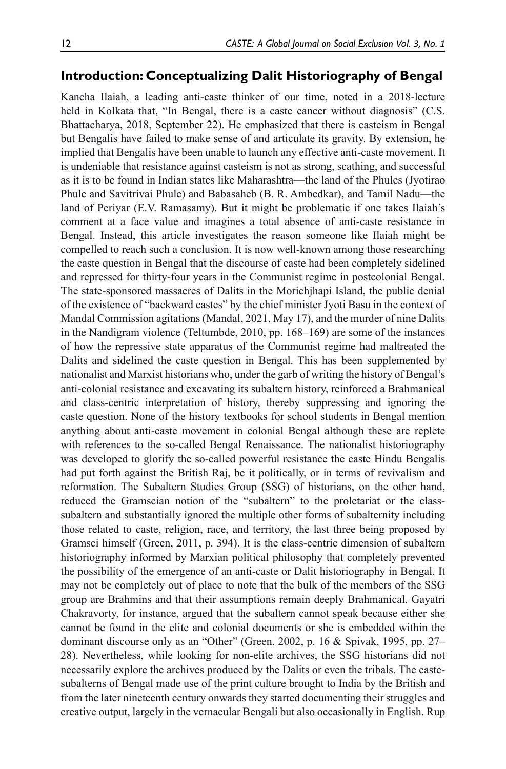## Introduction: Conceptualizing Dalit Historiography of Bengal

Kancha Ilaiah, a leading anti-caste thinker of our time, noted in a 2018-lecture held in Kolkata that, "In Bengal, there is a caste cancer without diagnosis" (C.S. Bhattacharya, 2018, September 22). He emphasized that there is casteism in Bengal but Bengalis have failed to make sense of and articulate its gravity. By extension, he implied that Bengalis have been unable to launch any effective anti-caste movement. It is undeniable that resistance against casteism is not as strong, scathing, and successful as it is to be found in Indian states like Maharashtra—the land of the Phules (Jyotirao Phule and Savitrivai Phule) and Babasaheb (B. R. Ambedkar), and Tamil Nadu—the land of Periyar (E.V. Ramasamy). But it might be problematic if one takes Ilaiah's comment at a face value and imagines a total absence of anti-caste resistance in Bengal. Instead, this article investigates the reason someone like Ilaiah might be compelled to reach such a conclusion. It is now well-known among those researching the caste question in Bengal that the discourse of caste had been completely sidelined and repressed for thirty-four years in the Communist regime in postcolonial Bengal. The state-sponsored massacres of Dalits in the Morichjhapi Island, the public denial of the existence of "backward castes" by the chief minister Jyoti Basu in the context of Mandal Commission agitations (Mandal, 2021, May 17), and the murder of nine Dalits in the Nandigram violence (Teltumbde, 2010, pp. 168–169) are some of the instances of how the repressive state apparatus of the Communist regime had maltreated the Dalits and sidelined the caste question in Bengal. This has been supplemented by nationalist and Marxist historians who, under the garb of writing the history of Bengal's anti-colonial resistance and excavating its subaltern history, reinforced a Brahmanical and class-centric interpretation of history, thereby suppressing and ignoring the caste question. None of the history textbooks for school students in Bengal mention anything about anti-caste movement in colonial Bengal although these are replete with references to the so-called Bengal Renaissance. The nationalist historiography was developed to glorify the so-called powerful resistance the caste Hindu Bengalis had put forth against the British Raj, be it politically, or in terms of revivalism and reformation. The Subaltern Studies Group (SSG) of historians, on the other hand, reduced the Gramscian notion of the "subaltern" to the proletariat or the class-subaltern and substantially ignored the multiple other forms of subalternity including those related to caste, religion, race, and territory, the last three being proposed by Gramsci himself (Green, 2011, p. 394). It is the class-centric dimension of subaltern historiography informed by Marxian political philosophy that completely prevented the possibility of the emergence of an anti-caste or Dalit historiography in Bengal. It may not be completely out of place to note that the bulk of the members of the SSG group are Brahmins and that their assumptions remain deeply Brahmanical. Gayatri Chakravorty, for instance, argued that the subaltern cannot speak because either she cannot be found in the elite and colonial documents or she is embedded within the dominant discourse only as an "Other" (Green, 2002, p. 16 & Spivak, 1995, pp. 27–28). Nevertheless, while looking for non-elite archives, the SSG historians did not necessarily explore the archives produced by the Dalits or even the tribals. The caste-subalterns of Bengal made use of the print culture brought to India by the British and from the later nineteenth century onwards they started documenting their struggles and creative output, largely in the vernacular Bengali but also occasionally in English. Rup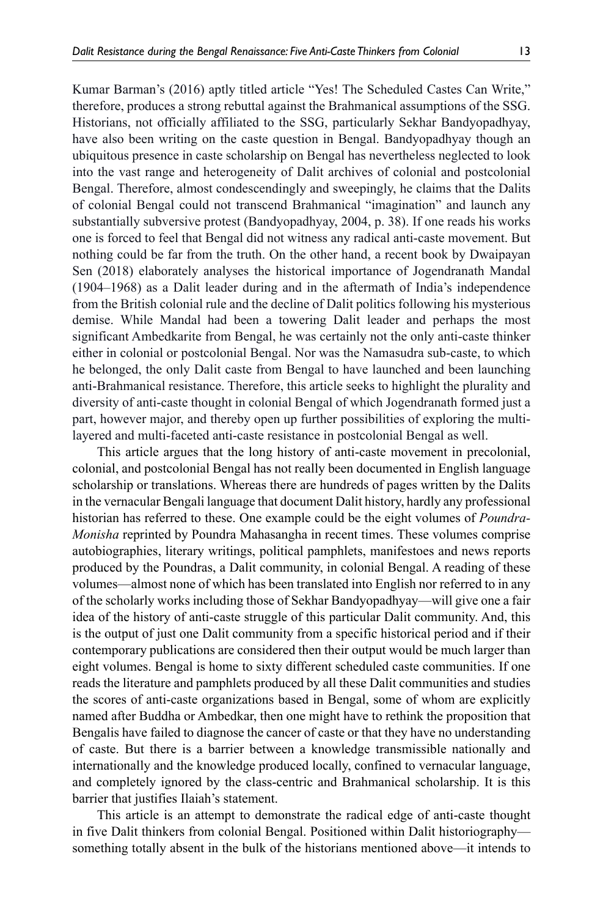Kumar Barman's (2016) aptly titled article "Yes! The Scheduled Castes Can Write," therefore, produces a strong rebuttal against the Brahmanical assumptions of the SSG. Historians, not officially affiliated to the SSG, particularly Sekhar Bandyopadhyay, have also been writing on the caste question in Bengal. Bandyopadhyay though an ubiquitous presence in caste scholarship on Bengal has nevertheless neglected to look into the vast range and heterogeneity of Dalit archives of colonial and postcolonial Bengal. Therefore, almost condescendingly and sweepingly, he claims that the Dalits of colonial Bengal could not transcend Brahmanical "imagination" and launch any substantially subversive protest (Bandyopadhyay, 2004, p. 38). If one reads his works one is forced to feel that Bengal did not witness any radical anti-caste movement. But nothing could be far from the truth. On the other hand, a recent book by Dwaipayan Sen (2018) elaborately analyses the historical importance of Jogendranath Mandal (1904–1968) as a Dalit leader during and in the aftermath of India's independence from the British colonial rule and the decline of Dalit politics following his mysterious demise. While Mandal had been a towering Dalit leader and perhaps the most significant Ambedkarite from Bengal, he was certainly not the only anti-caste thinker either in colonial or postcolonial Bengal. Nor was the Namasudra sub-caste, to which he belonged, the only Dalit caste from Bengal to have launched and been launching anti-Brahmanical resistance. Therefore, this article seeks to highlight the plurality and diversity of anti-caste thought in colonial Bengal of which Jogendranath formed just a part, however major, and thereby open up further possibilities of exploring the multi-layered and multi-faceted anti-caste resistance in postcolonial Bengal as well.

This article argues that the long history of anti-caste movement in precolonial, colonial, and postcolonial Bengal has not really been documented in English language scholarship or translations. Whereas there are hundreds of pages written by the Dalits in the vernacular Bengali language that document Dalit history, hardly any professional historian has referred to these. One example could be the eight volumes of *Poundra-Monisha* reprinted by Poundra Mahasangha in recent times. These volumes comprise autobiographies, literary writings, political pamphlets, manifestoes and news reports produced by the Poundras, a Dalit community, in colonial Bengal. A reading of these volumes—almost none of which has been translated into English nor referred to in any of the scholarly works including those of Sekhar Bandyopadhyay—will give one a fair idea of the history of anti-caste struggle of this particular Dalit community. And, this is the output of just one Dalit community from a specific historical period and if their contemporary publications are considered then their output would be much larger than eight volumes. Bengal is home to sixty different scheduled caste communities. If one reads the literature and pamphlets produced by all these Dalit communities and studies the scores of anti-caste organizations based in Bengal, some of whom are explicitly named after Buddha or Ambedkar, then one might have to rethink the proposition that Bengalis have failed to diagnose the cancer of caste or that they have no understanding of caste. But there is a barrier between a knowledge transmissible nationally and internationally and the knowledge produced locally, confined to vernacular language, and completely ignored by the class-centric and Brahmanical scholarship. It is this barrier that justifies Ilaiah's statement.

This article is an attempt to demonstrate the radical edge of anti-caste thought in five Dalit thinkers from colonial Bengal. Positioned within Dalit historiography—something totally absent in the bulk of the historians mentioned above—it intends to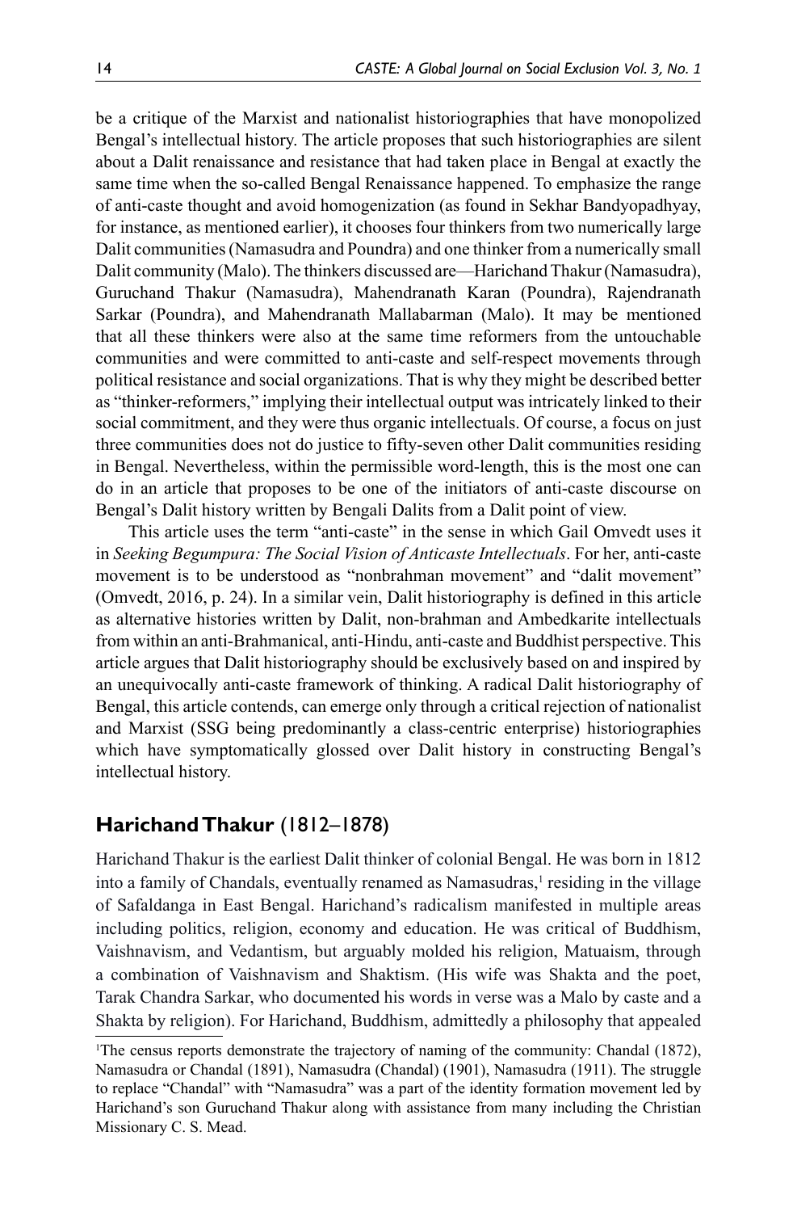be a critique of the Marxist and nationalist historiographies that have monopolized Bengal's intellectual history. The article proposes that such historiographies are silent about a Dalit renaissance and resistance that had taken place in Bengal at exactly the same time when the so-called Bengal Renaissance happened. To emphasize the range of anti-caste thought and avoid homogenization (as found in Sekhar Bandyopadhyay, for instance, as mentioned earlier), it chooses four thinkers from two numerically large Dalit communities (Namasudra and Poundra) and one thinker from a numerically small Dalit community (Malo). The thinkers discussed are—Harichand Thakur (Namasudra), Guruchand Thakur (Namasudra), Mahendranath Karan (Poundra), Rajendranath Sarkar (Poundra), and Mahendranath Mallabarman (Malo). It may be mentioned that all these thinkers were also at the same time reformers from the untouchable communities and were committed to anti-caste and self-respect movements through political resistance and social organizations. That is why they might be described better as "thinker-reformers," implying their intellectual output was intricately linked to their social commitment, and they were thus organic intellectuals. Of course, a focus on just three communities does not do justice to fifty-seven other Dalit communities residing in Bengal. Nevertheless, within the permissible word-length, this is the most one can do in an article that proposes to be one of the initiators of anti-caste discourse on Bengal's Dalit history written by Bengali Dalits from a Dalit point of view.

This article uses the term "anti-caste" in the sense in which Gail Omvedt uses it in *Seeking Begumpura: The Social Vision of Anticaste Intellectuals*. For her, anti-caste movement is to be understood as "nonbrahman movement" and "dalit movement" (Omvedt, 2016, p. 24). In a similar vein, Dalit historiography is defined in this article as alternative histories written by Dalit, non-brahman and Ambedkarite intellectuals from within an anti-Brahmanical, anti-Hindu, anti-caste and Buddhist perspective. This article argues that Dalit historiography should be exclusively based on and inspired by an unequivocally anti-caste framework of thinking. A radical Dalit historiography of Bengal, this article contends, can emerge only through a critical rejection of nationalist and Marxist (SSG being predominantly a class-centric enterprise) historiographies which have symptomatically glossed over Dalit history in constructing Bengal's intellectual history.

## **Harichand Thakur** (1812–1878)

Harichand Thakur is the earliest Dalit thinker of colonial Bengal. He was born in 1812 into a family of Chandals, eventually renamed as Namasudras,[1] residing in the village of Safaldanga in East Bengal. Harichand's radicalism manifested in multiple areas including politics, religion, economy and education. He was critical of Buddhism, Vaishnavism, and Vedantism, but arguably molded his religion, Matuaism, through a combination of Vaishnavism and Shaktism. (His wife was Shakta and the poet, Tarak Chandra Sarkar, who documented his words in verse was a Malo by caste and a Shakta by religion). For Harichand, Buddhism, admittedly a philosophy that appealed

[1]The census reports demonstrate the trajectory of naming of the community: Chandal (1872), Namasudra or Chandal (1891), Namasudra (Chandal) (1901), Namasudra (1911). The struggle to replace "Chandal" with "Namasudra" was a part of the identity formation movement led by Harichand's son Guruchand Thakur along with assistance from many including the Christian Missionary C. S. Mead.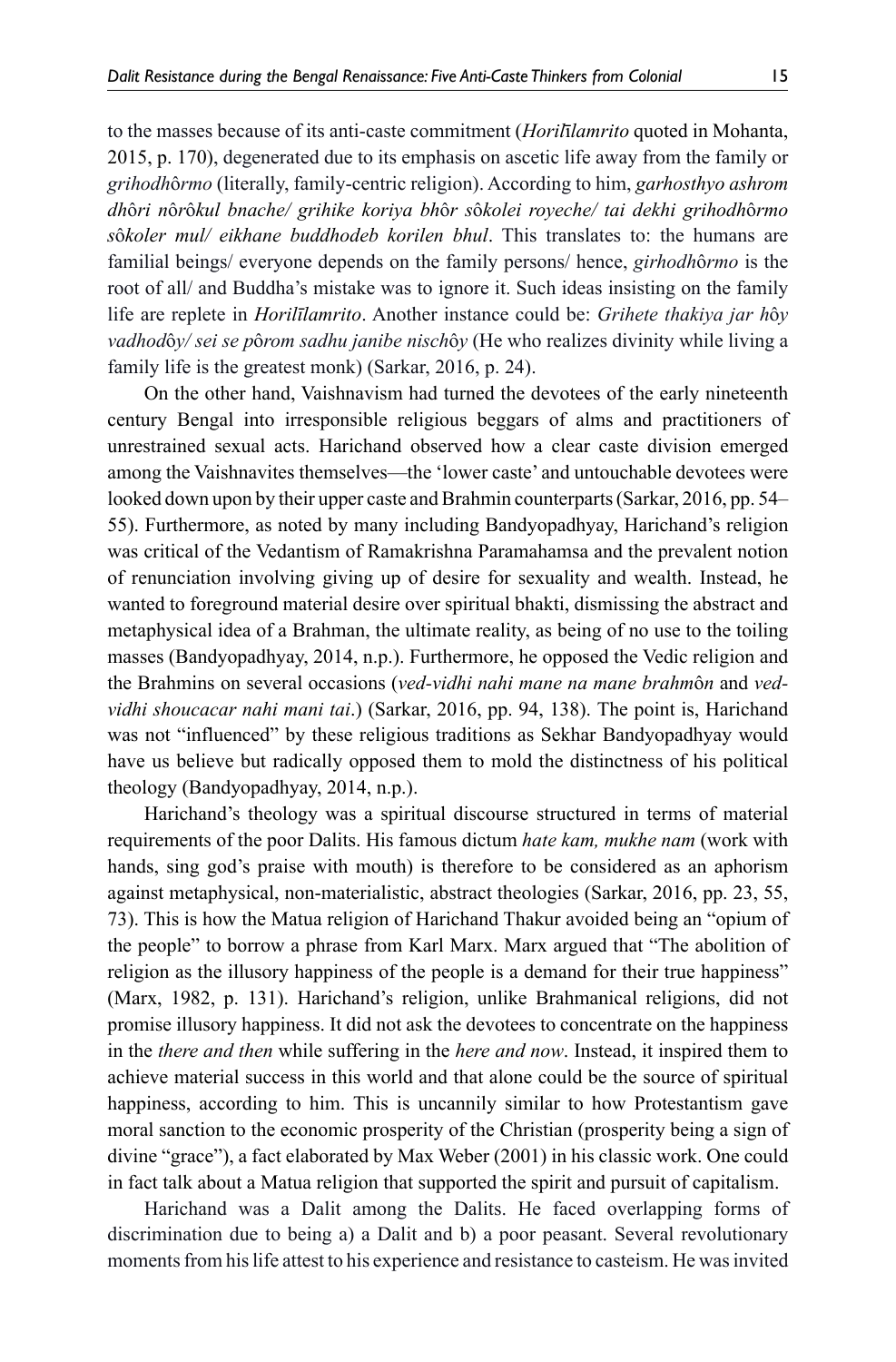to the masses because of its anti-caste commitment (*Horilīlamrito* quoted in Mohanta, 2015, p. 170), degenerated due to its emphasis on ascetic life away from the family or *grihodhôrmo* (literally, family-centric religion). According to him, *garhosthyo ashrom dhôri nôrôkul bnache/ grihike koriya bhôr sôkolei royeche/ tai dekhi grihodhôrmo sôkoler mul/ eikhane buddhodeb korilen bhul*. This translates to: the humans are familial beings/ everyone depends on the family persons/ hence, *girhodhôrmo* is the root of all/ and Buddha's mistake was to ignore it. Such ideas insisting on the family life are replete in *Horilīlamrito*. Another instance could be: *Grihete thakiya jar hôy vadhodôy/ sei se pôrom sadhu janibe nischôy* (He who realizes divinity while living a family life is the greatest monk) (Sarkar, 2016, p. 24).

On the other hand, Vaishnavism had turned the devotees of the early nineteenth century Bengal into irresponsible religious beggars of alms and practitioners of unrestrained sexual acts. Harichand observed how a clear caste division emerged among the Vaishnavites themselves—the 'lower caste' and untouchable devotees were looked down upon by their upper caste and Brahmin counterparts (Sarkar, 2016, pp. 54–55). Furthermore, as noted by many including Bandyopadhyay, Harichand's religion was critical of the Vedantism of Ramakrishna Paramahamsa and the prevalent notion of renunciation involving giving up of desire for sexuality and wealth. Instead, he wanted to foreground material desire over spiritual bhakti, dismissing the abstract and metaphysical idea of a Brahman, the ultimate reality, as being of no use to the toiling masses (Bandyopadhyay, 2014, n.p.). Furthermore, he opposed the Vedic religion and the Brahmins on several occasions (*ved-vidhi nahi mane na mane brahmôn* and *ved-vidhi shoucacar nahi mani tai*.) (Sarkar, 2016, pp. 94, 138). The point is, Harichand was not "influenced" by these religious traditions as Sekhar Bandyopadhyay would have us believe but radically opposed them to mold the distinctness of his political theology (Bandyopadhyay, 2014, n.p.).

Harichand's theology was a spiritual discourse structured in terms of material requirements of the poor Dalits. His famous dictum *hate kam, mukhe nam* (work with hands, sing god's praise with mouth) is therefore to be considered as an aphorism against metaphysical, non-materialistic, abstract theologies (Sarkar, 2016, pp. 23, 55, 73). This is how the Matua religion of Harichand Thakur avoided being an "opium of the people" to borrow a phrase from Karl Marx. Marx argued that "The abolition of religion as the illusory happiness of the people is a demand for their true happiness" (Marx, 1982, p. 131). Harichand's religion, unlike Brahmanical religions, did not promise illusory happiness. It did not ask the devotees to concentrate on the happiness in the *there and then* while suffering in the *here and now*. Instead, it inspired them to achieve material success in this world and that alone could be the source of spiritual happiness, according to him. This is uncannily similar to how Protestantism gave moral sanction to the economic prosperity of the Christian (prosperity being a sign of divine "grace"), a fact elaborated by Max Weber (2001) in his classic work. One could in fact talk about a Matua religion that supported the spirit and pursuit of capitalism.

Harichand was a Dalit among the Dalits. He faced overlapping forms of discrimination due to being a) a Dalit and b) a poor peasant. Several revolutionary moments from his life attest to his experience and resistance to casteism. He was invited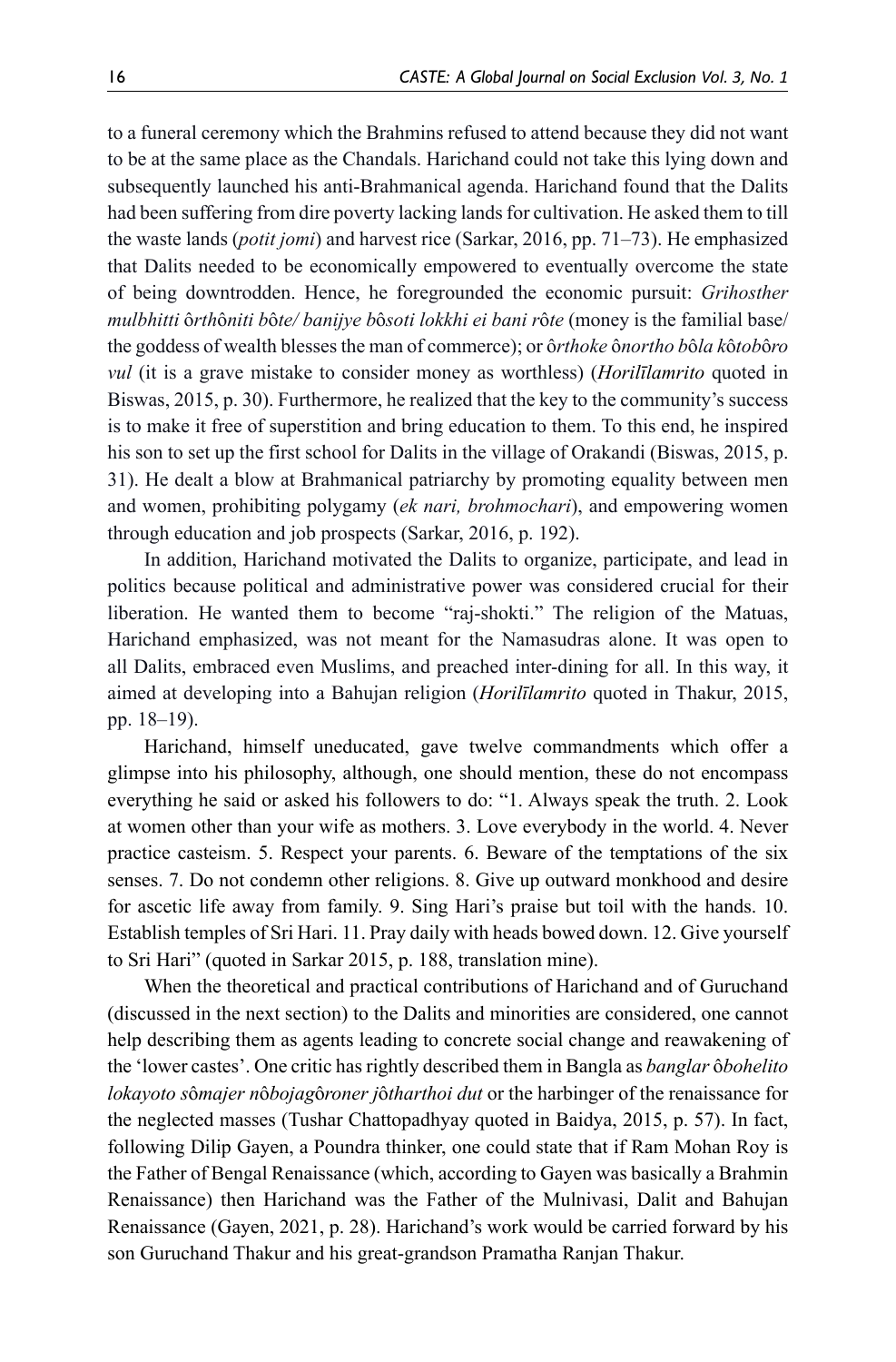to a funeral ceremony which the Brahmins refused to attend because they did not want to be at the same place as the Chandals. Harichand could not take this lying down and subsequently launched his anti-Brahmanical agenda. Harichand found that the Dalits had been suffering from dire poverty lacking lands for cultivation. He asked them to till the waste lands (*potit jomi*) and harvest rice (Sarkar, 2016, pp. 71–73). He emphasized that Dalits needed to be economically empowered to eventually overcome the state of being downtrodden. Hence, he foregrounded the economic pursuit: *Grihosther mulbhitti* ô*rth*ô*niti b*ô*te/ banijye b*ô*soti lokkhi ei bani r*ô*te* (money is the familial base/ the goddess of wealth blesses the man of commerce); or ô*rthoke* ô*northo b*ô*la k*ô*tob*ô*ro vul* (it is a grave mistake to consider money as worthless) (*Horilīlamrito* quoted in Biswas, 2015, p. 30). Furthermore, he realized that the key to the community's success is to make it free of superstition and bring education to them. To this end, he inspired his son to set up the first school for Dalits in the village of Orakandi (Biswas, 2015, p. 31). He dealt a blow at Brahmanical patriarchy by promoting equality between men and women, prohibiting polygamy (*ek nari, brohmochari*), and empowering women through education and job prospects (Sarkar, 2016, p. 192).

In addition, Harichand motivated the Dalits to organize, participate, and lead in politics because political and administrative power was considered crucial for their liberation. He wanted them to become "raj-shokti." The religion of the Matuas, Harichand emphasized, was not meant for the Namasudras alone. It was open to all Dalits, embraced even Muslims, and preached inter-dining for all. In this way, it aimed at developing into a Bahujan religion (*Horilīlamrito* quoted in Thakur, 2015, pp. 18–19).

Harichand, himself uneducated, gave twelve commandments which offer a glimpse into his philosophy, although, one should mention, these do not encompass everything he said or asked his followers to do: "1. Always speak the truth. 2. Look at women other than your wife as mothers. 3. Love everybody in the world. 4. Never practice casteism. 5. Respect your parents. 6. Beware of the temptations of the six senses. 7. Do not condemn other religions. 8. Give up outward monkhood and desire for ascetic life away from family. 9. Sing Hari's praise but toil with the hands. 10. Establish temples of Sri Hari. 11. Pray daily with heads bowed down. 12. Give yourself to Sri Hari" (quoted in Sarkar 2015, p. 188, translation mine).

When the theoretical and practical contributions of Harichand and of Guruchand (discussed in the next section) to the Dalits and minorities are considered, one cannot help describing them as agents leading to concrete social change and reawakening of the 'lower castes'. One critic has rightly described them in Bangla as *banglar* ô*bohelito lokayoto s*ô*majer n*ô*bojag*ô*roner j*ô*tharthoi dut* or the harbinger of the renaissance for the neglected masses (Tushar Chattopadhyay quoted in Baidya, 2015, p. 57). In fact, following Dilip Gayen, a Poundra thinker, one could state that if Ram Mohan Roy is the Father of Bengal Renaissance (which, according to Gayen was basically a Brahmin Renaissance) then Harichand was the Father of the Mulnivasi, Dalit and Bahujan Renaissance (Gayen, 2021, p. 28). Harichand's work would be carried forward by his son Guruchand Thakur and his great-grandson Pramatha Ranjan Thakur.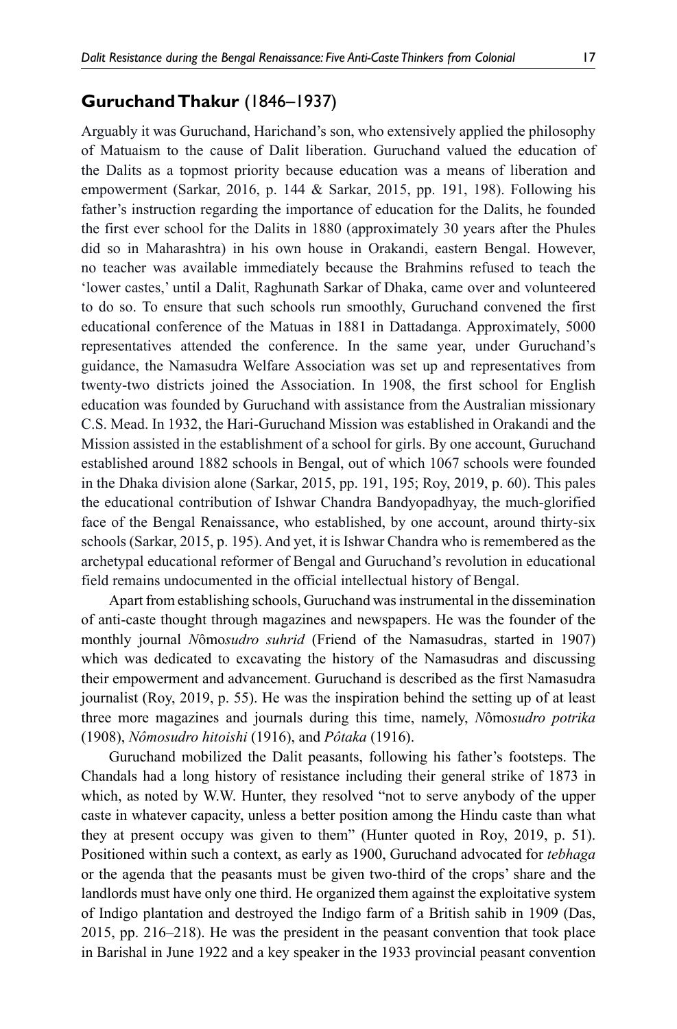## **Guruchand Thakur** (1846–1937)

Arguably it was Guruchand, Harichand's son, who extensively applied the philosophy of Matuaism to the cause of Dalit liberation. Guruchand valued the education of the Dalits as a topmost priority because education was a means of liberation and empowerment (Sarkar, 2016, p. 144 & Sarkar, 2015, pp. 191, 198). Following his father's instruction regarding the importance of education for the Dalits, he founded the first ever school for the Dalits in 1880 (approximately 30 years after the Phules did so in Maharashtra) in his own house in Orakandi, eastern Bengal. However, no teacher was available immediately because the Brahmins refused to teach the 'lower castes,' until a Dalit, Raghunath Sarkar of Dhaka, came over and volunteered to do so. To ensure that such schools run smoothly, Guruchand convened the first educational conference of the Matuas in 1881 in Dattadanga. Approximately, 5000 representatives attended the conference. In the same year, under Guruchand's guidance, the Namasudra Welfare Association was set up and representatives from twenty-two districts joined the Association. In 1908, the first school for English education was founded by Guruchand with assistance from the Australian missionary C.S. Mead. In 1932, the Hari-Guruchand Mission was established in Orakandi and the Mission assisted in the establishment of a school for girls. By one account, Guruchand established around 1882 schools in Bengal, out of which 1067 schools were founded in the Dhaka division alone (Sarkar, 2015, pp. 191, 195; Roy, 2019, p. 60). This pales the educational contribution of Ishwar Chandra Bandyopadhyay, the much-glorified face of the Bengal Renaissance, who established, by one account, around thirty-six schools (Sarkar, 2015, p. 195). And yet, it is Ishwar Chandra who is remembered as the archetypal educational reformer of Bengal and Guruchand's revolution in educational field remains undocumented in the official intellectual history of Bengal.

Apart from establishing schools, Guruchand was instrumental in the dissemination of anti-caste thought through magazines and newspapers. He was the founder of the monthly journal *Nômosudro suhrid* (Friend of the Namasudras, started in 1907) which was dedicated to excavating the history of the Namasudras and discussing their empowerment and advancement. Guruchand is described as the first Namasudra journalist (Roy, 2019, p. 55). He was the inspiration behind the setting up of at least three more magazines and journals during this time, namely, *Nômosudro potrika* (1908), *Nômosudro hitoishi* (1916), and *Pôtaka* (1916).

Guruchand mobilized the Dalit peasants, following his father's footsteps. The Chandals had a long history of resistance including their general strike of 1873 in which, as noted by W.W. Hunter, they resolved "not to serve anybody of the upper caste in whatever capacity, unless a better position among the Hindu caste than what they at present occupy was given to them" (Hunter quoted in Roy, 2019, p. 51). Positioned within such a context, as early as 1900, Guruchand advocated for *tebhaga* or the agenda that the peasants must be given two-third of the crops' share and the landlords must have only one third. He organized them against the exploitative system of Indigo plantation and destroyed the Indigo farm of a British sahib in 1909 (Das, 2015, pp. 216–218). He was the president in the peasant convention that took place in Barishal in June 1922 and a key speaker in the 1933 provincial peasant convention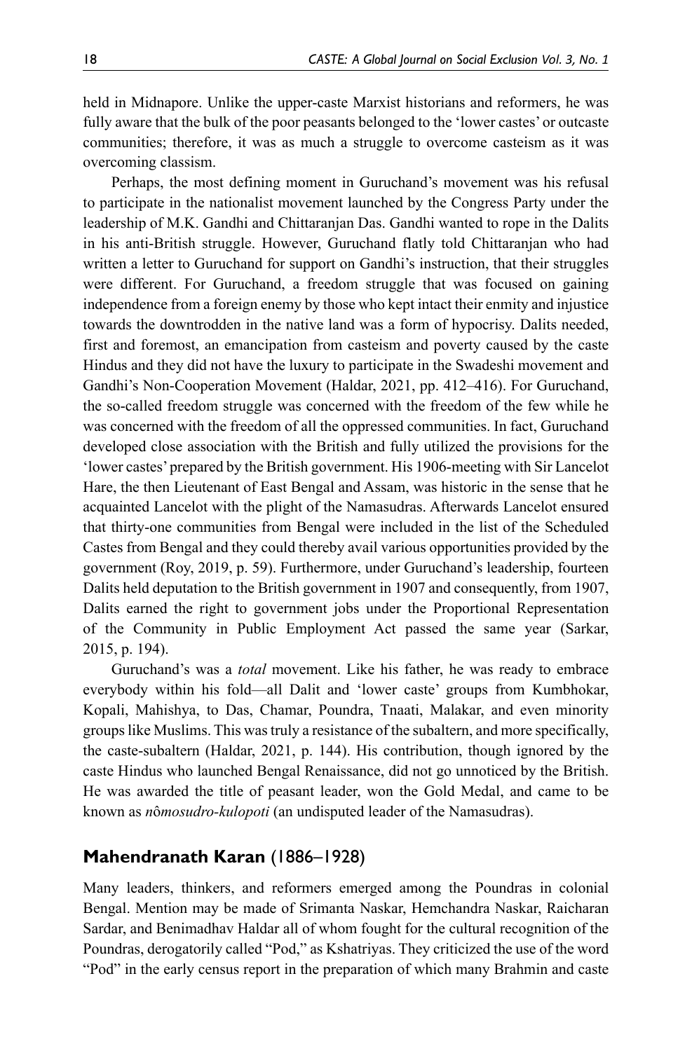held in Midnapore. Unlike the upper-caste Marxist historians and reformers, he was fully aware that the bulk of the poor peasants belonged to the 'lower castes' or outcaste communities; therefore, it was as much a struggle to overcome casteism as it was overcoming classism.

Perhaps, the most defining moment in Guruchand's movement was his refusal to participate in the nationalist movement launched by the Congress Party under the leadership of M.K. Gandhi and Chittaranjan Das. Gandhi wanted to rope in the Dalits in his anti-British struggle. However, Guruchand flatly told Chittaranjan who had written a letter to Guruchand for support on Gandhi's instruction, that their struggles were different. For Guruchand, a freedom struggle that was focused on gaining independence from a foreign enemy by those who kept intact their enmity and injustice towards the downtrodden in the native land was a form of hypocrisy. Dalits needed, first and foremost, an emancipation from casteism and poverty caused by the caste Hindus and they did not have the luxury to participate in the Swadeshi movement and Gandhi's Non-Cooperation Movement (Haldar, 2021, pp. 412–416). For Guruchand, the so-called freedom struggle was concerned with the freedom of the few while he was concerned with the freedom of all the oppressed communities. In fact, Guruchand developed close association with the British and fully utilized the provisions for the 'lower castes' prepared by the British government. His 1906-meeting with Sir Lancelot Hare, the then Lieutenant of East Bengal and Assam, was historic in the sense that he acquainted Lancelot with the plight of the Namasudras. Afterwards Lancelot ensured that thirty-one communities from Bengal were included in the list of the Scheduled Castes from Bengal and they could thereby avail various opportunities provided by the government (Roy, 2019, p. 59). Furthermore, under Guruchand's leadership, fourteen Dalits held deputation to the British government in 1907 and consequently, from 1907, Dalits earned the right to government jobs under the Proportional Representation of the Community in Public Employment Act passed the same year (Sarkar, 2015, p. 194).

Guruchand's was a *total* movement. Like his father, he was ready to embrace everybody within his fold—all Dalit and 'lower caste' groups from Kumbhokar, Kopali, Mahishya, to Das, Chamar, Poundra, Tnaati, Malakar, and even minority groups like Muslims. This was truly a resistance of the subaltern, and more specifically, the caste-subaltern (Haldar, 2021, p. 144). His contribution, though ignored by the caste Hindus who launched Bengal Renaissance, did not go unnoticed by the British. He was awarded the title of peasant leader, won the Gold Medal, and came to be known as *nômosudro-kulopoti* (an undisputed leader of the Namasudras).

## Mahendranath Karan (1886–1928)

Many leaders, thinkers, and reformers emerged among the Poundras in colonial Bengal. Mention may be made of Srimanta Naskar, Hemchandra Naskar, Raicharan Sardar, and Benimadhav Haldar all of whom fought for the cultural recognition of the Poundras, derogatorily called "Pod," as Kshatriyas. They criticized the use of the word "Pod" in the early census report in the preparation of which many Brahmin and caste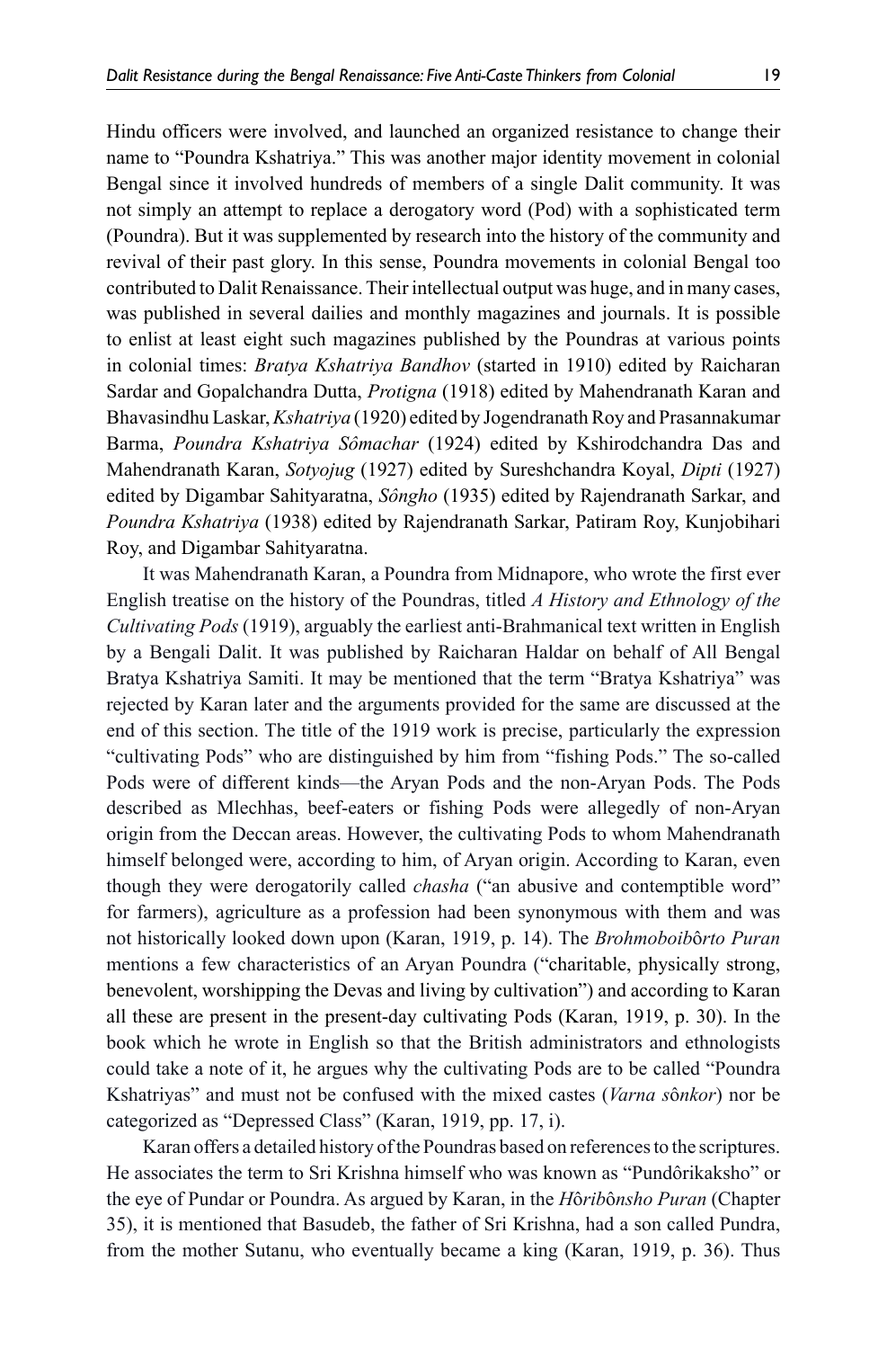Hindu officers were involved, and launched an organized resistance to change their name to "Poundra Kshatriya." This was another major identity movement in colonial Bengal since it involved hundreds of members of a single Dalit community. It was not simply an attempt to replace a derogatory word (Pod) with a sophisticated term (Poundra). But it was supplemented by research into the history of the community and revival of their past glory. In this sense, Poundra movements in colonial Bengal too contributed to Dalit Renaissance. Their intellectual output was huge, and in many cases, was published in several dailies and monthly magazines and journals. It is possible to enlist at least eight such magazines published by the Poundras at various points in colonial times: *Bratya Kshatriya Bandhov* (started in 1910) edited by Raicharan Sardar and Gopalchandra Dutta, *Protigna* (1918) edited by Mahendranath Karan and Bhavasindhu Laskar, *Kshatriya* (1920) edited by Jogendranath Roy and Prasannakumar Barma, *Poundra Kshatriya Sômachar* (1924) edited by Kshirodchandra Das and Mahendranath Karan, *Sotyojug* (1927) edited by Sureshchandra Koyal, *Dipti* (1927) edited by Digambar Sahityaratna, *Sôngho* (1935) edited by Rajendranath Sarkar, and *Poundra Kshatriya* (1938) edited by Rajendranath Sarkar, Patiram Roy, Kunjobihari Roy, and Digambar Sahityaratna.

It was Mahendranath Karan, a Poundra from Midnapore, who wrote the first ever English treatise on the history of the Poundras, titled *A History and Ethnology of the Cultivating Pods* (1919), arguably the earliest anti-Brahmanical text written in English by a Bengali Dalit. It was published by Raicharan Haldar on behalf of All Bengal Bratya Kshatriya Samiti. It may be mentioned that the term "Bratya Kshatriya" was rejected by Karan later and the arguments provided for the same are discussed at the end of this section. The title of the 1919 work is precise, particularly the expression "cultivating Pods" who are distinguished by him from "fishing Pods." The so-called Pods were of different kinds—the Aryan Pods and the non-Aryan Pods. The Pods described as Mlechhas, beef-eaters or fishing Pods were allegedly of non-Aryan origin from the Deccan areas. However, the cultivating Pods to whom Mahendranath himself belonged were, according to him, of Aryan origin. According to Karan, even though they were derogatorily called *chasha* ("an abusive and contemptible word" for farmers), agriculture as a profession had been synonymous with them and was not historically looked down upon (Karan, 1919, p. 14). The *Brohmoboibôrto Puran* mentions a few characteristics of an Aryan Poundra ("charitable, physically strong, benevolent, worshipping the Devas and living by cultivation") and according to Karan all these are present in the present-day cultivating Pods (Karan, 1919, p. 30). In the book which he wrote in English so that the British administrators and ethnologists could take a note of it, he argues why the cultivating Pods are to be called "Poundra Kshatriyas" and must not be confused with the mixed castes (*Varna sônkor*) nor be categorized as "Depressed Class" (Karan, 1919, pp. 17, i).

Karan offers a detailed history of the Poundras based on references to the scriptures. He associates the term to Sri Krishna himself who was known as "Pundôrikaksho" or the eye of Pundar or Poundra. As argued by Karan, in the *Hôribônsho Puran* (Chapter 35), it is mentioned that Basudeb, the father of Sri Krishna, had a son called Pundra, from the mother Sutanu, who eventually became a king (Karan, 1919, p. 36). Thus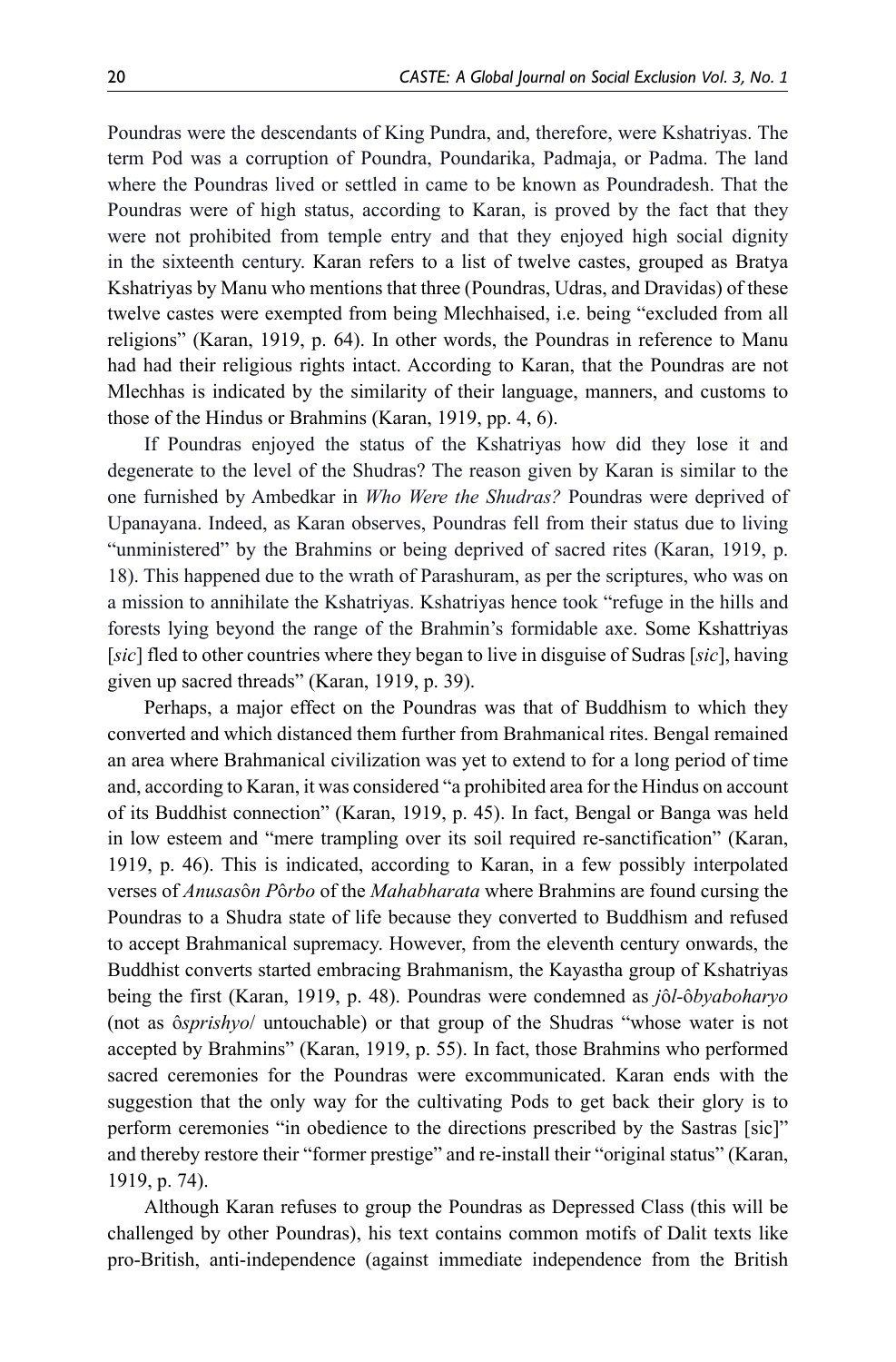Poundras were the descendants of King Pundra, and, therefore, were Kshatriyas. The term Pod was a corruption of Poundra, Poundarika, Padmaja, or Padma. The land where the Poundras lived or settled in came to be known as Poundradesh. That the Poundras were of high status, according to Karan, is proved by the fact that they were not prohibited from temple entry and that they enjoyed high social dignity in the sixteenth century. Karan refers to a list of twelve castes, grouped as Bratya Kshatriyas by Manu who mentions that three (Poundras, Udras, and Dravidas) of these twelve castes were exempted from being Mlechhaised, i.e. being "excluded from all religions" (Karan, 1919, p. 64). In other words, the Poundras in reference to Manu had had their religious rights intact. According to Karan, that the Poundras are not Mlechhas is indicated by the similarity of their language, manners, and customs to those of the Hindus or Brahmins (Karan, 1919, pp. 4, 6).

If Poundras enjoyed the status of the Kshatriyas how did they lose it and degenerate to the level of the Shudras? The reason given by Karan is similar to the one furnished by Ambedkar in *Who Were the Shudras?* Poundras were deprived of Upanayana. Indeed, as Karan observes, Poundras fell from their status due to living "unministered" by the Brahmins or being deprived of sacred rites (Karan, 1919, p. 18). This happened due to the wrath of Parashuram, as per the scriptures, who was on a mission to annihilate the Kshatriyas. Kshatriyas hence took "refuge in the hills and forests lying beyond the range of the Brahmin's formidable axe. Some Kshattriyas [*sic*] fled to other countries where they began to live in disguise of Sudras [*sic*], having given up sacred threads" (Karan, 1919, p. 39).

Perhaps, a major effect on the Poundras was that of Buddhism to which they converted and which distanced them further from Brahmanical rites. Bengal remained an area where Brahmanical civilization was yet to extend to for a long period of time and, according to Karan, it was considered "a prohibited area for the Hindus on account of its Buddhist connection" (Karan, 1919, p. 45). In fact, Bengal or Banga was held in low esteem and "mere trampling over its soil required re-sanctification" (Karan, 1919, p. 46). This is indicated, according to Karan, in a few possibly interpolated verses of *Anusasôn Pôrbo* of the *Mahabharata* where Brahmins are found cursing the Poundras to a Shudra state of life because they converted to Buddhism and refused to accept Brahmanical supremacy. However, from the eleventh century onwards, the Buddhist converts started embracing Brahmanism, the Kayastha group of Kshatriyas being the first (Karan, 1919, p. 48). Poundras were condemned as *jôl-ôbyaboharyo* (not as *ôsprishyo*/ untouchable) or that group of the Shudras "whose water is not accepted by Brahmins" (Karan, 1919, p. 55). In fact, those Brahmins who performed sacred ceremonies for the Poundras were excommunicated. Karan ends with the suggestion that the only way for the cultivating Pods to get back their glory is to perform ceremonies "in obedience to the directions prescribed by the Sastras [sic]" and thereby restore their "former prestige" and re-install their "original status" (Karan, 1919, p. 74).

Although Karan refuses to group the Poundras as Depressed Class (this will be challenged by other Poundras), his text contains common motifs of Dalit texts like pro-British, anti-independence (against immediate independence from the British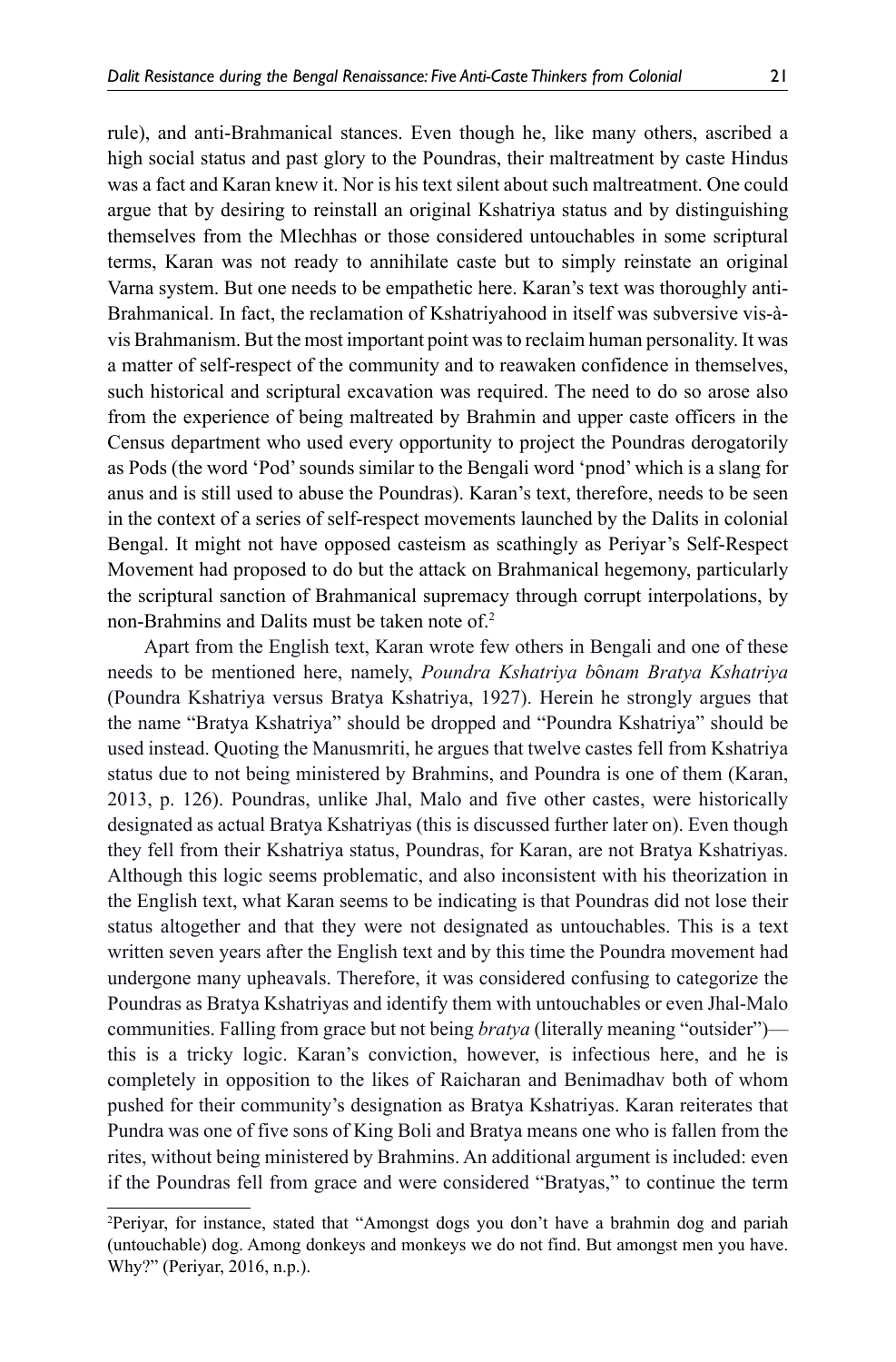rule), and anti-Brahmanical stances. Even though he, like many others, ascribed a high social status and past glory to the Poundras, their maltreatment by caste Hindus was a fact and Karan knew it. Nor is his text silent about such maltreatment. One could argue that by desiring to reinstall an original Kshatriya status and by distinguishing themselves from the Mlechhas or those considered untouchables in some scriptural terms, Karan was not ready to annihilate caste but to simply reinstate an original Varna system. But one needs to be empathetic here. Karan's text was thoroughly anti-Brahmanical. In fact, the reclamation of Kshatriyahood in itself was subversive vis-à-vis Brahmanism. But the most important point was to reclaim human personality. It was a matter of self-respect of the community and to reawaken confidence in themselves, such historical and scriptural excavation was required. The need to do so arose also from the experience of being maltreated by Brahmin and upper caste officers in the Census department who used every opportunity to project the Poundras derogatorily as Pods (the word 'Pod' sounds similar to the Bengali word 'pnod' which is a slang for anus and is still used to abuse the Poundras). Karan's text, therefore, needs to be seen in the context of a series of self-respect movements launched by the Dalits in colonial Bengal. It might not have opposed casteism as scathingly as Periyar's Self-Respect Movement had proposed to do but the attack on Brahmanical hegemony, particularly the scriptural sanction of Brahmanical supremacy through corrupt interpolations, by non-Brahmins and Dalits must be taken note of.[2]

Apart from the English text, Karan wrote few others in Bengali and one of these needs to be mentioned here, namely, *Poundra Kshatriya bônam Bratya Kshatriya* (Poundra Kshatriya versus Bratya Kshatriya, 1927). Herein he strongly argues that the name "Bratya Kshatriya" should be dropped and "Poundra Kshatriya" should be used instead. Quoting the Manusmriti, he argues that twelve castes fell from Kshatriya status due to not being ministered by Brahmins, and Poundra is one of them (Karan, 2013, p. 126). Poundras, unlike Jhal, Malo and five other castes, were historically designated as actual Bratya Kshatriyas (this is discussed further later on). Even though they fell from their Kshatriya status, Poundras, for Karan, are not Bratya Kshatriyas. Although this logic seems problematic, and also inconsistent with his theorization in the English text, what Karan seems to be indicating is that Poundras did not lose their status altogether and that they were not designated as untouchables. This is a text written seven years after the English text and by this time the Poundra movement had undergone many upheavals. Therefore, it was considered confusing to categorize the Poundras as Bratya Kshatriyas and identify them with untouchables or even Jhal-Malo communities. Falling from grace but not being *bratya* (literally meaning "outsider")—this is a tricky logic. Karan's conviction, however, is infectious here, and he is completely in opposition to the likes of Raicharan and Benimadhav both of whom pushed for their community's designation as Bratya Kshatriyas. Karan reiterates that Pundra was one of five sons of King Boli and Bratya means one who is fallen from the rites, without being ministered by Brahmins. An additional argument is included: even if the Poundras fell from grace and were considered "Bratyas," to continue the term

[2]Periyar, for instance, stated that "Amongst dogs you don't have a brahmin dog and pariah (untouchable) dog. Among donkeys and monkeys we do not find. But amongst men you have. Why?" (Periyar, 2016, n.p.).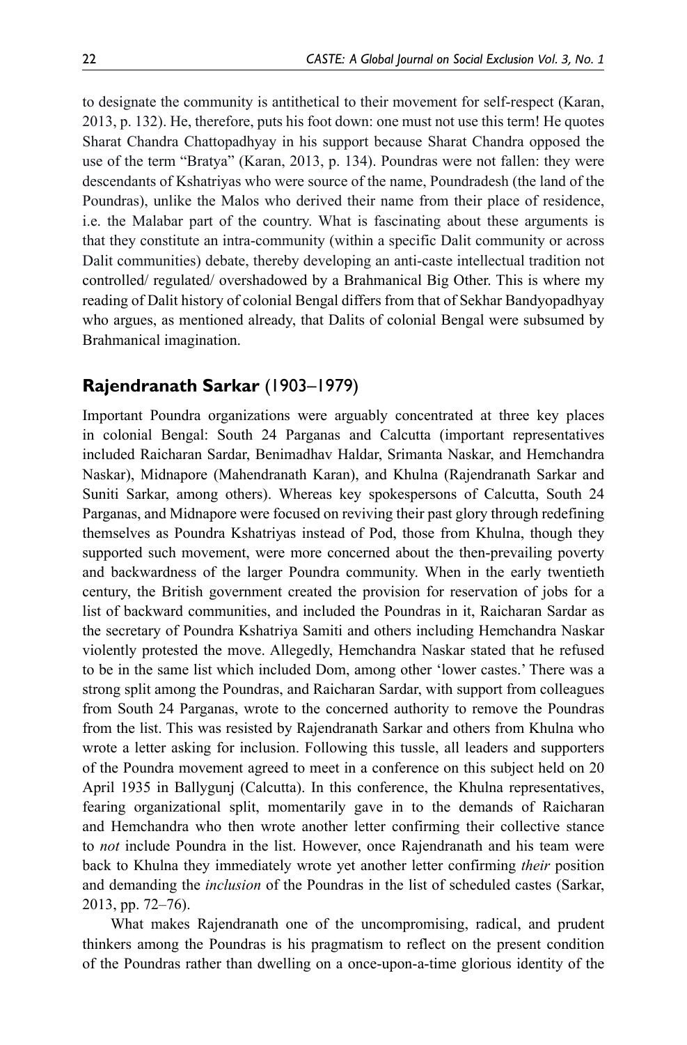to designate the community is antithetical to their movement for self-respect (Karan, 2013, p. 132). He, therefore, puts his foot down: one must not use this term! He quotes Sharat Chandra Chattopadhyay in his support because Sharat Chandra opposed the use of the term "Bratya" (Karan, 2013, p. 134). Poundras were not fallen: they were descendants of Kshatriyas who were source of the name, Poundradesh (the land of the Poundras), unlike the Malos who derived their name from their place of residence, i.e. the Malabar part of the country. What is fascinating about these arguments is that they constitute an intra-community (within a specific Dalit community or across Dalit communities) debate, thereby developing an anti-caste intellectual tradition not controlled/ regulated/ overshadowed by a Brahmanical Big Other. This is where my reading of Dalit history of colonial Bengal differs from that of Sekhar Bandyopadhyay who argues, as mentioned already, that Dalits of colonial Bengal were subsumed by Brahmanical imagination.

## **Rajendranath Sarkar** (1903–1979)

Important Poundra organizations were arguably concentrated at three key places in colonial Bengal: South 24 Parganas and Calcutta (important representatives included Raicharan Sardar, Benimadhav Haldar, Srimanta Naskar, and Hemchandra Naskar), Midnapore (Mahendranath Karan), and Khulna (Rajendranath Sarkar and Suniti Sarkar, among others). Whereas key spokespersons of Calcutta, South 24 Parganas, and Midnapore were focused on reviving their past glory through redefining themselves as Poundra Kshatriyas instead of Pod, those from Khulna, though they supported such movement, were more concerned about the then-prevailing poverty and backwardness of the larger Poundra community. When in the early twentieth century, the British government created the provision for reservation of jobs for a list of backward communities, and included the Poundras in it, Raicharan Sardar as the secretary of Poundra Kshatriya Samiti and others including Hemchandra Naskar violently protested the move. Allegedly, Hemchandra Naskar stated that he refused to be in the same list which included Dom, among other 'lower castes.' There was a strong split among the Poundras, and Raicharan Sardar, with support from colleagues from South 24 Parganas, wrote to the concerned authority to remove the Poundras from the list. This was resisted by Rajendranath Sarkar and others from Khulna who wrote a letter asking for inclusion. Following this tussle, all leaders and supporters of the Poundra movement agreed to meet in a conference on this subject held on 20 April 1935 in Ballygunj (Calcutta). In this conference, the Khulna representatives, fearing organizational split, momentarily gave in to the demands of Raicharan and Hemchandra who then wrote another letter confirming their collective stance to *not* include Poundra in the list. However, once Rajendranath and his team were back to Khulna they immediately wrote yet another letter confirming *their* position and demanding the *inclusion* of the Poundras in the list of scheduled castes (Sarkar, 2013, pp. 72–76).

What makes Rajendranath one of the uncompromising, radical, and prudent thinkers among the Poundras is his pragmatism to reflect on the present condition of the Poundras rather than dwelling on a once-upon-a-time glorious identity of the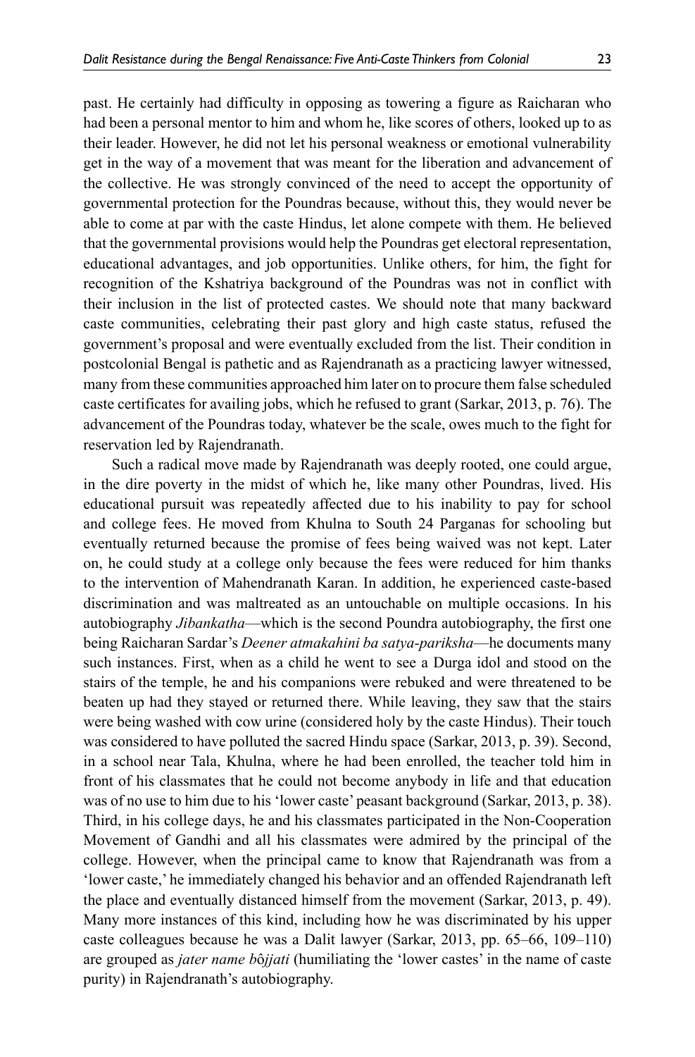past. He certainly had difficulty in opposing as towering a figure as Raicharan who had been a personal mentor to him and whom he, like scores of others, looked up to as their leader. However, he did not let his personal weakness or emotional vulnerability get in the way of a movement that was meant for the liberation and advancement of the collective. He was strongly convinced of the need to accept the opportunity of governmental protection for the Poundras because, without this, they would never be able to come at par with the caste Hindus, let alone compete with them. He believed that the governmental provisions would help the Poundras get electoral representation, educational advantages, and job opportunities. Unlike others, for him, the fight for recognition of the Kshatriya background of the Poundras was not in conflict with their inclusion in the list of protected castes. We should note that many backward caste communities, celebrating their past glory and high caste status, refused the government's proposal and were eventually excluded from the list. Their condition in postcolonial Bengal is pathetic and as Rajendranath as a practicing lawyer witnessed, many from these communities approached him later on to procure them false scheduled caste certificates for availing jobs, which he refused to grant (Sarkar, 2013, p. 76). The advancement of the Poundras today, whatever be the scale, owes much to the fight for reservation led by Rajendranath.

Such a radical move made by Rajendranath was deeply rooted, one could argue, in the dire poverty in the midst of which he, like many other Poundras, lived. His educational pursuit was repeatedly affected due to his inability to pay for school and college fees. He moved from Khulna to South 24 Parganas for schooling but eventually returned because the promise of fees being waived was not kept. Later on, he could study at a college only because the fees were reduced for him thanks to the intervention of Mahendranath Karan. In addition, he experienced caste-based discrimination and was maltreated as an untouchable on multiple occasions. In his autobiography *Jibankatha*—which is the second Poundra autobiography, the first one being Raicharan Sardar's *Deener atmakahini ba satya-pariksha*—he documents many such instances. First, when as a child he went to see a Durga idol and stood on the stairs of the temple, he and his companions were rebuked and were threatened to be beaten up had they stayed or returned there. While leaving, they saw that the stairs were being washed with cow urine (considered holy by the caste Hindus). Their touch was considered to have polluted the sacred Hindu space (Sarkar, 2013, p. 39). Second, in a school near Tala, Khulna, where he had been enrolled, the teacher told him in front of his classmates that he could not become anybody in life and that education was of no use to him due to his 'lower caste' peasant background (Sarkar, 2013, p. 38). Third, in his college days, he and his classmates participated in the Non-Cooperation Movement of Gandhi and all his classmates were admired by the principal of the college. However, when the principal came to know that Rajendranath was from a 'lower caste,' he immediately changed his behavior and an offended Rajendranath left the place and eventually distanced himself from the movement (Sarkar, 2013, p. 49). Many more instances of this kind, including how he was discriminated by his upper caste colleagues because he was a Dalit lawyer (Sarkar, 2013, pp. 65–66, 109–110) are grouped as *jater name bôjjati* (humiliating the 'lower castes' in the name of caste purity) in Rajendranath's autobiography.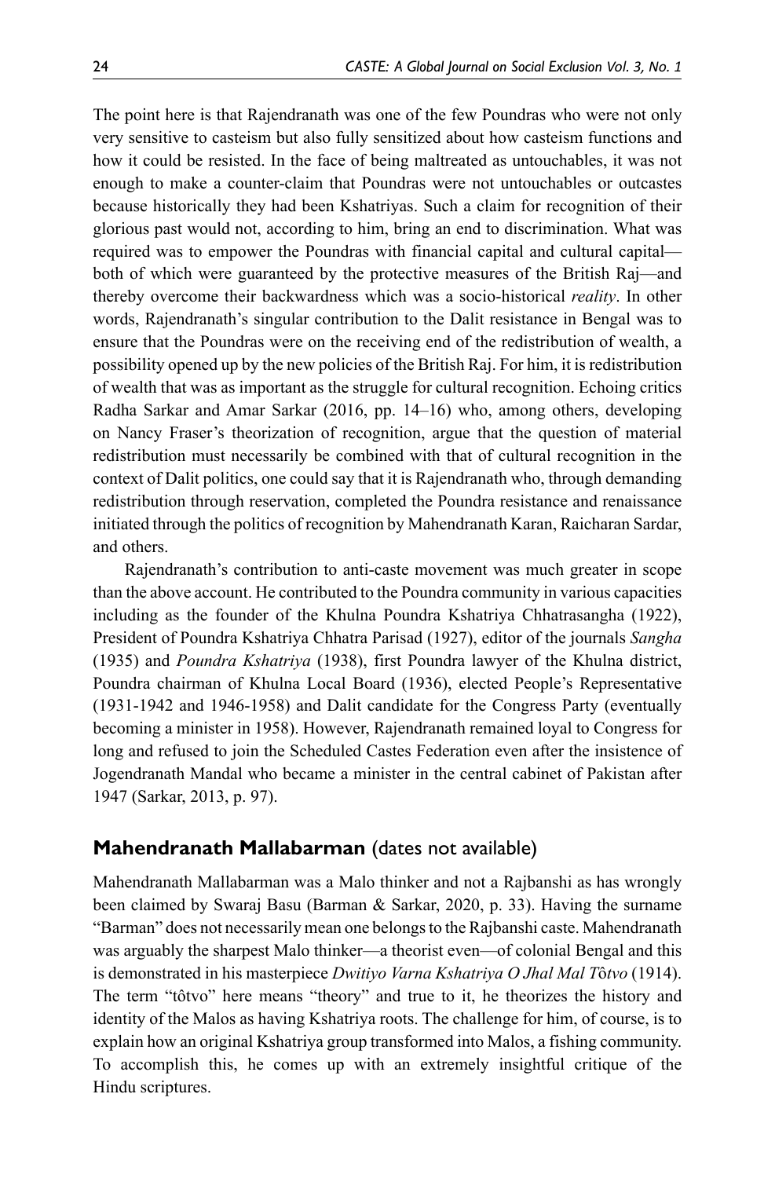The point here is that Rajendranath was one of the few Poundras who were not only very sensitive to casteism but also fully sensitized about how casteism functions and how it could be resisted. In the face of being maltreated as untouchables, it was not enough to make a counter-claim that Poundras were not untouchables or outcastes because historically they had been Kshatriyas. Such a claim for recognition of their glorious past would not, according to him, bring an end to discrimination. What was required was to empower the Poundras with financial capital and cultural capital—both of which were guaranteed by the protective measures of the British Raj—and thereby overcome their backwardness which was a socio-historical *reality*. In other words, Rajendranath's singular contribution to the Dalit resistance in Bengal was to ensure that the Poundras were on the receiving end of the redistribution of wealth, a possibility opened up by the new policies of the British Raj. For him, it is redistribution of wealth that was as important as the struggle for cultural recognition. Echoing critics Radha Sarkar and Amar Sarkar (2016, pp. 14–16) who, among others, developing on Nancy Fraser's theorization of recognition, argue that the question of material redistribution must necessarily be combined with that of cultural recognition in the context of Dalit politics, one could say that it is Rajendranath who, through demanding redistribution through reservation, completed the Poundra resistance and renaissance initiated through the politics of recognition by Mahendranath Karan, Raicharan Sardar, and others.

Rajendranath's contribution to anti-caste movement was much greater in scope than the above account. He contributed to the Poundra community in various capacities including as the founder of the Khulna Poundra Kshatriya Chhatrasangha (1922), President of Poundra Kshatriya Chhatra Parisad (1927), editor of the journals *Sangha* (1935) and *Poundra Kshatriya* (1938), first Poundra lawyer of the Khulna district, Poundra chairman of Khulna Local Board (1936), elected People's Representative (1931-1942 and 1946-1958) and Dalit candidate for the Congress Party (eventually becoming a minister in 1958). However, Rajendranath remained loyal to Congress for long and refused to join the Scheduled Castes Federation even after the insistence of Jogendranath Mandal who became a minister in the central cabinet of Pakistan after 1947 (Sarkar, 2013, p. 97).

## **Mahendranath Mallabarman** (dates not available)

Mahendranath Mallabarman was a Malo thinker and not a Rajbanshi as has wrongly been claimed by Swaraj Basu (Barman & Sarkar, 2020, p. 33). Having the surname "Barman" does not necessarily mean one belongs to the Rajbanshi caste. Mahendranath was arguably the sharpest Malo thinker—a theorist even—of colonial Bengal and this is demonstrated in his masterpiece *Dwitiyo Varna Kshatriya O Jhal Mal Tôtvo* (1914). The term "tôtvo" here means "theory" and true to it, he theorizes the history and identity of the Malos as having Kshatriya roots. The challenge for him, of course, is to explain how an original Kshatriya group transformed into Malos, a fishing community. To accomplish this, he comes up with an extremely insightful critique of the Hindu scriptures.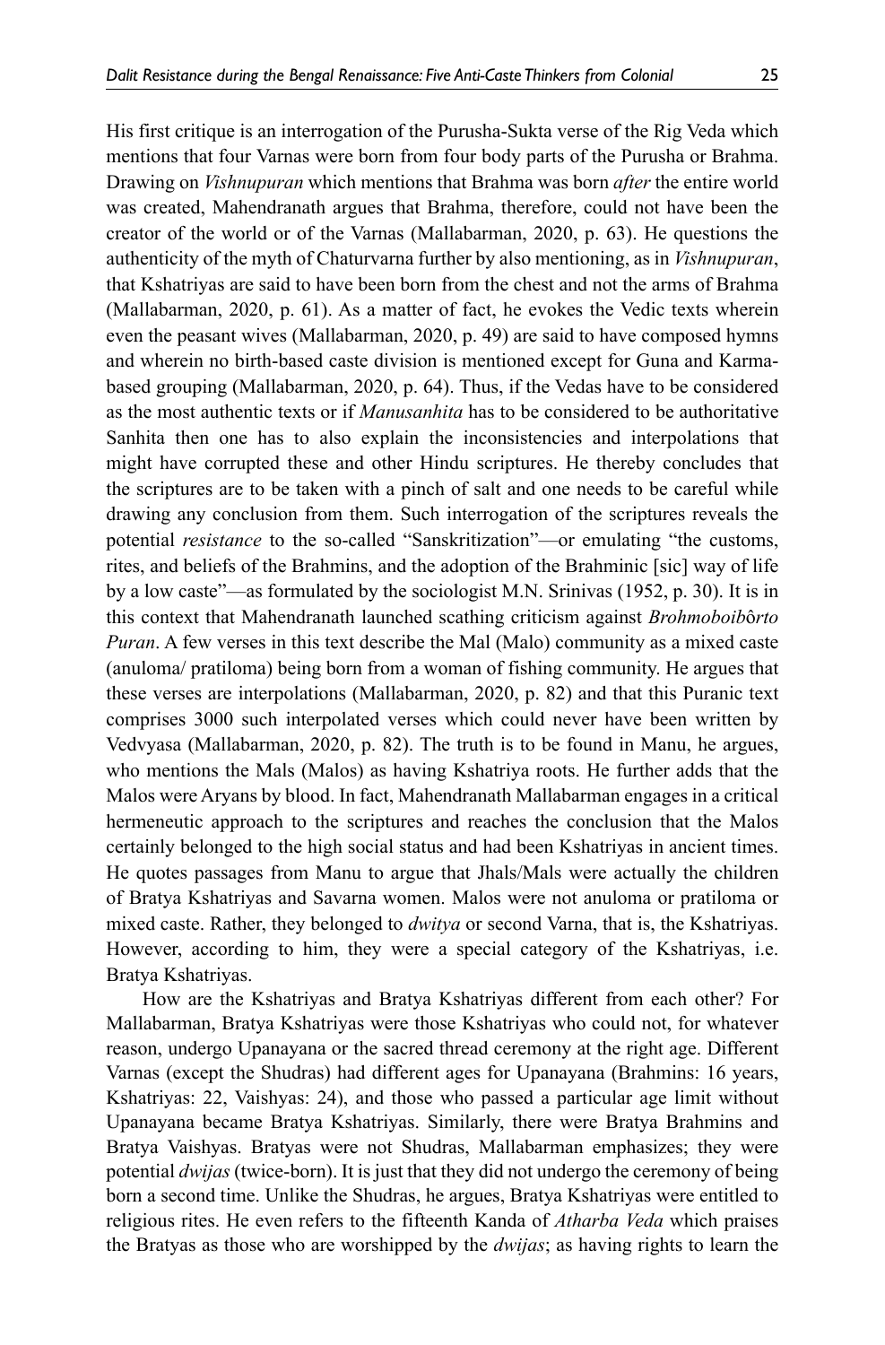His first critique is an interrogation of the Purusha-Sukta verse of the Rig Veda which mentions that four Varnas were born from four body parts of the Purusha or Brahma. Drawing on *Vishnupuran* which mentions that Brahma was born *after* the entire world was created, Mahendranath argues that Brahma, therefore, could not have been the creator of the world or of the Varnas (Mallabarman, 2020, p. 63). He questions the authenticity of the myth of Chaturvarna further by also mentioning, as in *Vishnupuran*, that Kshatriyas are said to have been born from the chest and not the arms of Brahma (Mallabarman, 2020, p. 61). As a matter of fact, he evokes the Vedic texts wherein even the peasant wives (Mallabarman, 2020, p. 49) are said to have composed hymns and wherein no birth-based caste division is mentioned except for Guna and Karma-based grouping (Mallabarman, 2020, p. 64). Thus, if the Vedas have to be considered as the most authentic texts or if *Manusanhita* has to be considered to be authoritative Sanhita then one has to also explain the inconsistencies and interpolations that might have corrupted these and other Hindu scriptures. He thereby concludes that the scriptures are to be taken with a pinch of salt and one needs to be careful while drawing any conclusion from them. Such interrogation of the scriptures reveals the potential *resistance* to the so-called "Sanskritization"—or emulating "the customs, rites, and beliefs of the Brahmins, and the adoption of the Brahminic [sic] way of life by a low caste"—as formulated by the sociologist M.N. Srinivas (1952, p. 30). It is in this context that Mahendranath launched scathing criticism against *Brohmoboibôrto Puran*. A few verses in this text describe the Mal (Malo) community as a mixed caste (anuloma/ pratiloma) being born from a woman of fishing community. He argues that these verses are interpolations (Mallabarman, 2020, p. 82) and that this Puranic text comprises 3000 such interpolated verses which could never have been written by Vedvyasa (Mallabarman, 2020, p. 82). The truth is to be found in Manu, he argues, who mentions the Mals (Malos) as having Kshatriya roots. He further adds that the Malos were Aryans by blood. In fact, Mahendranath Mallabarman engages in a critical hermeneutic approach to the scriptures and reaches the conclusion that the Malos certainly belonged to the high social status and had been Kshatriyas in ancient times. He quotes passages from Manu to argue that Jhals/Mals were actually the children of Bratya Kshatriyas and Savarna women. Malos were not anuloma or pratiloma or mixed caste. Rather, they belonged to *dwitya* or second Varna, that is, the Kshatriyas. However, according to him, they were a special category of the Kshatriyas, i.e. Bratya Kshatriyas.

How are the Kshatriyas and Bratya Kshatriyas different from each other? For Mallabarman, Bratya Kshatriyas were those Kshatriyas who could not, for whatever reason, undergo Upanayana or the sacred thread ceremony at the right age. Different Varnas (except the Shudras) had different ages for Upanayana (Brahmins: 16 years, Kshatriyas: 22, Vaishyas: 24), and those who passed a particular age limit without Upanayana became Bratya Kshatriyas. Similarly, there were Bratya Brahmins and Bratya Vaishyas. Bratyas were not Shudras, Mallabarman emphasizes; they were potential *dwijas* (twice-born). It is just that they did not undergo the ceremony of being born a second time. Unlike the Shudras, he argues, Bratya Kshatriyas were entitled to religious rites. He even refers to the fifteenth Kanda of *Atharba Veda* which praises the Bratyas as those who are worshipped by the *dwijas*; as having rights to learn the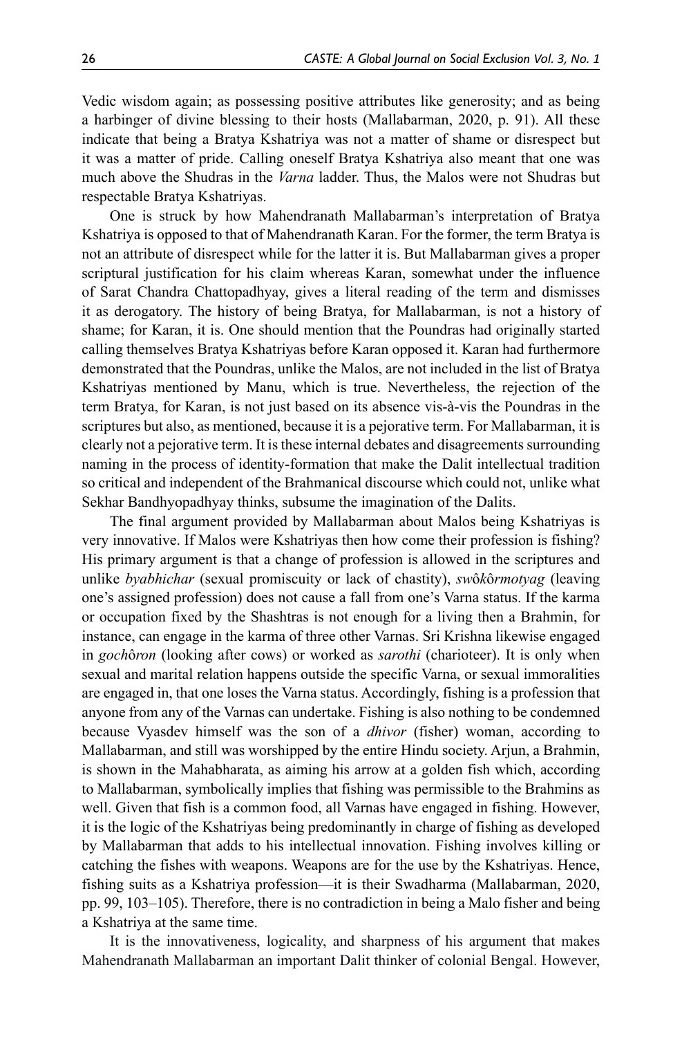Vedic wisdom again; as possessing positive attributes like generosity; and as being a harbinger of divine blessing to their hosts (Mallabarman, 2020, p. 91). All these indicate that being a Bratya Kshatriya was not a matter of shame or disrespect but it was a matter of pride. Calling oneself Bratya Kshatriya also meant that one was much above the Shudras in the *Varna* ladder. Thus, the Malos were not Shudras but respectable Bratya Kshatriyas.

One is struck by how Mahendranath Mallabarman's interpretation of Bratya Kshatriya is opposed to that of Mahendranath Karan. For the former, the term Bratya is not an attribute of disrespect while for the latter it is. But Mallabarman gives a proper scriptural justification for his claim whereas Karan, somewhat under the influence of Sarat Chandra Chattopadhyay, gives a literal reading of the term and dismisses it as derogatory. The history of being Bratya, for Mallabarman, is not a history of shame; for Karan, it is. One should mention that the Poundras had originally started calling themselves Bratya Kshatriyas before Karan opposed it. Karan had furthermore demonstrated that the Poundras, unlike the Malos, are not included in the list of Bratya Kshatriyas mentioned by Manu, which is true. Nevertheless, the rejection of the term Bratya, for Karan, is not just based on its absence vis-à-vis the Poundras in the scriptures but also, as mentioned, because it is a pejorative term. For Mallabarman, it is clearly not a pejorative term. It is these internal debates and disagreements surrounding naming in the process of identity-formation that make the Dalit intellectual tradition so critical and independent of the Brahmanical discourse which could not, unlike what Sekhar Bandhyopadhyay thinks, subsume the imagination of the Dalits.

The final argument provided by Mallabarman about Malos being Kshatriyas is very innovative. If Malos were Kshatriyas then how come their profession is fishing? His primary argument is that a change of profession is allowed in the scriptures and unlike *byabhichar* (sexual promiscuity or lack of chastity), *swôkôrmotyag* (leaving one's assigned profession) does not cause a fall from one's Varna status. If the karma or occupation fixed by the Shashtras is not enough for a living then a Brahmin, for instance, can engage in the karma of three other Varnas. Sri Krishna likewise engaged in *gochôron* (looking after cows) or worked as *sarothi* (charioteer). It is only when sexual and marital relation happens outside the specific Varna, or sexual immoralities are engaged in, that one loses the Varna status. Accordingly, fishing is a profession that anyone from any of the Varnas can undertake. Fishing is also nothing to be condemned because Vyasdev himself was the son of a *dhivor* (fisher) woman, according to Mallabarman, and still was worshipped by the entire Hindu society. Arjun, a Brahmin, is shown in the Mahabharata, as aiming his arrow at a golden fish which, according to Mallabarman, symbolically implies that fishing was permissible to the Brahmins as well. Given that fish is a common food, all Varnas have engaged in fishing. However, it is the logic of the Kshatriyas being predominantly in charge of fishing as developed by Mallabarman that adds to his intellectual innovation. Fishing involves killing or catching the fishes with weapons. Weapons are for the use by the Kshatriyas. Hence, fishing suits as a Kshatriya profession—it is their Swadharma (Mallabarman, 2020, pp. 99, 103–105). Therefore, there is no contradiction in being a Malo fisher and being a Kshatriya at the same time.

It is the innovativeness, logicality, and sharpness of his argument that makes Mahendranath Mallabarman an important Dalit thinker of colonial Bengal. However,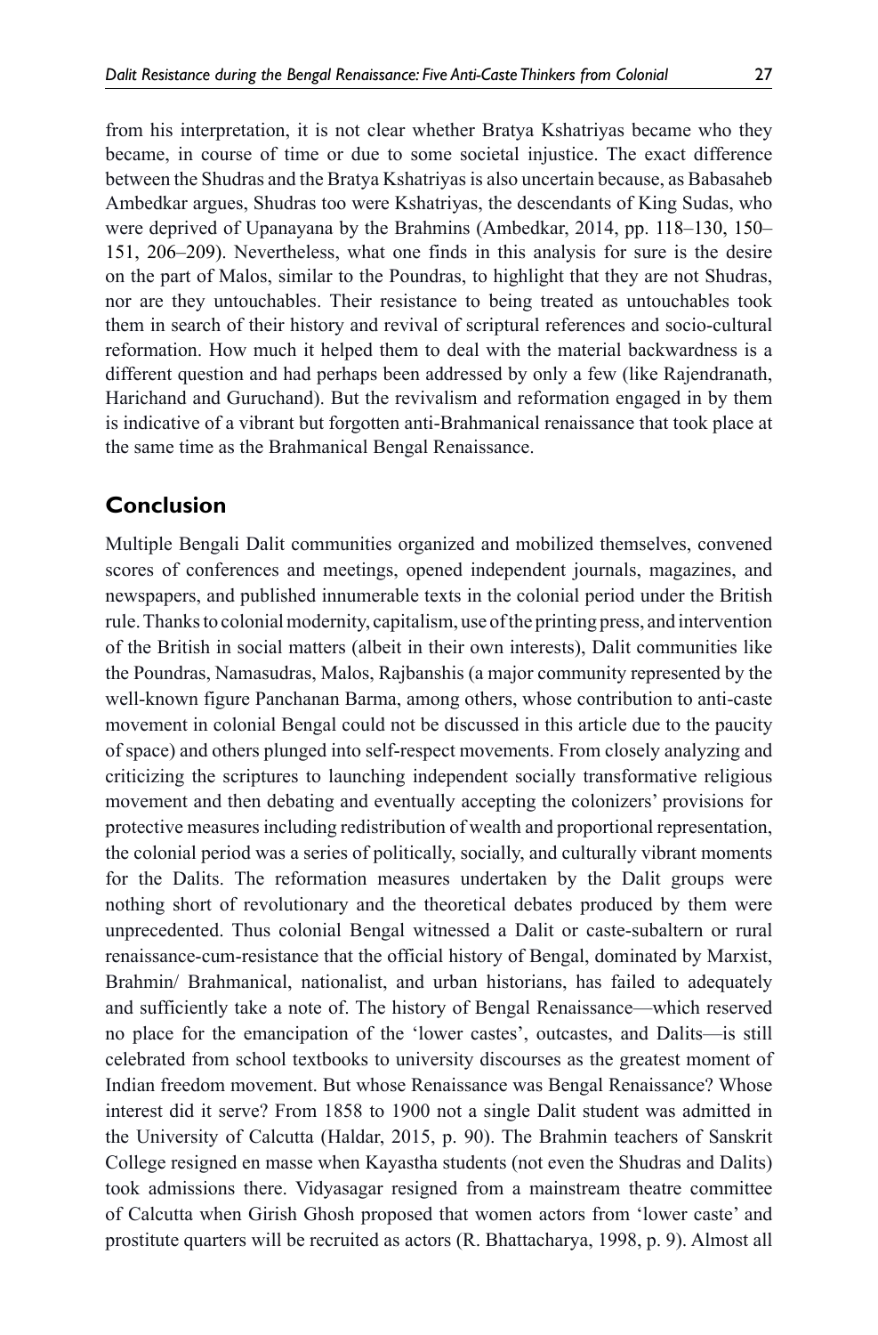from his interpretation, it is not clear whether Bratya Kshatriyas became who they became, in course of time or due to some societal injustice. The exact difference between the Shudras and the Bratya Kshatriyas is also uncertain because, as Babasaheb Ambedkar argues, Shudras too were Kshatriyas, the descendants of King Sudas, who were deprived of Upanayana by the Brahmins (Ambedkar, 2014, pp. 118–130, 150–151, 206–209). Nevertheless, what one finds in this analysis for sure is the desire on the part of Malos, similar to the Poundras, to highlight that they are not Shudras, nor are they untouchables. Their resistance to being treated as untouchables took them in search of their history and revival of scriptural references and socio-cultural reformation. How much it helped them to deal with the material backwardness is a different question and had perhaps been addressed by only a few (like Rajendranath, Harichand and Guruchand). But the revivalism and reformation engaged in by them is indicative of a vibrant but forgotten anti-Brahmanical renaissance that took place at the same time as the Brahmanical Bengal Renaissance.

## Conclusion

Multiple Bengali Dalit communities organized and mobilized themselves, convened scores of conferences and meetings, opened independent journals, magazines, and newspapers, and published innumerable texts in the colonial period under the British rule. Thanks to colonial modernity, capitalism, use of the printing press, and intervention of the British in social matters (albeit in their own interests), Dalit communities like the Poundras, Namasudras, Malos, Rajbanshis (a major community represented by the well-known figure Panchanan Barma, among others, whose contribution to anti-caste movement in colonial Bengal could not be discussed in this article due to the paucity of space) and others plunged into self-respect movements. From closely analyzing and criticizing the scriptures to launching independent socially transformative religious movement and then debating and eventually accepting the colonizers' provisions for protective measures including redistribution of wealth and proportional representation, the colonial period was a series of politically, socially, and culturally vibrant moments for the Dalits. The reformation measures undertaken by the Dalit groups were nothing short of revolutionary and the theoretical debates produced by them were unprecedented. Thus colonial Bengal witnessed a Dalit or caste-subaltern or rural renaissance-cum-resistance that the official history of Bengal, dominated by Marxist, Brahmin/ Brahmanical, nationalist, and urban historians, has failed to adequately and sufficiently take a note of. The history of Bengal Renaissance—which reserved no place for the emancipation of the 'lower castes', outcastes, and Dalits—is still celebrated from school textbooks to university discourses as the greatest moment of Indian freedom movement. But whose Renaissance was Bengal Renaissance? Whose interest did it serve? From 1858 to 1900 not a single Dalit student was admitted in the University of Calcutta (Haldar, 2015, p. 90). The Brahmin teachers of Sanskrit College resigned en masse when Kayastha students (not even the Shudras and Dalits) took admissions there. Vidyasagar resigned from a mainstream theatre committee of Calcutta when Girish Ghosh proposed that women actors from 'lower caste' and prostitute quarters will be recruited as actors (R. Bhattacharya, 1998, p. 9). Almost all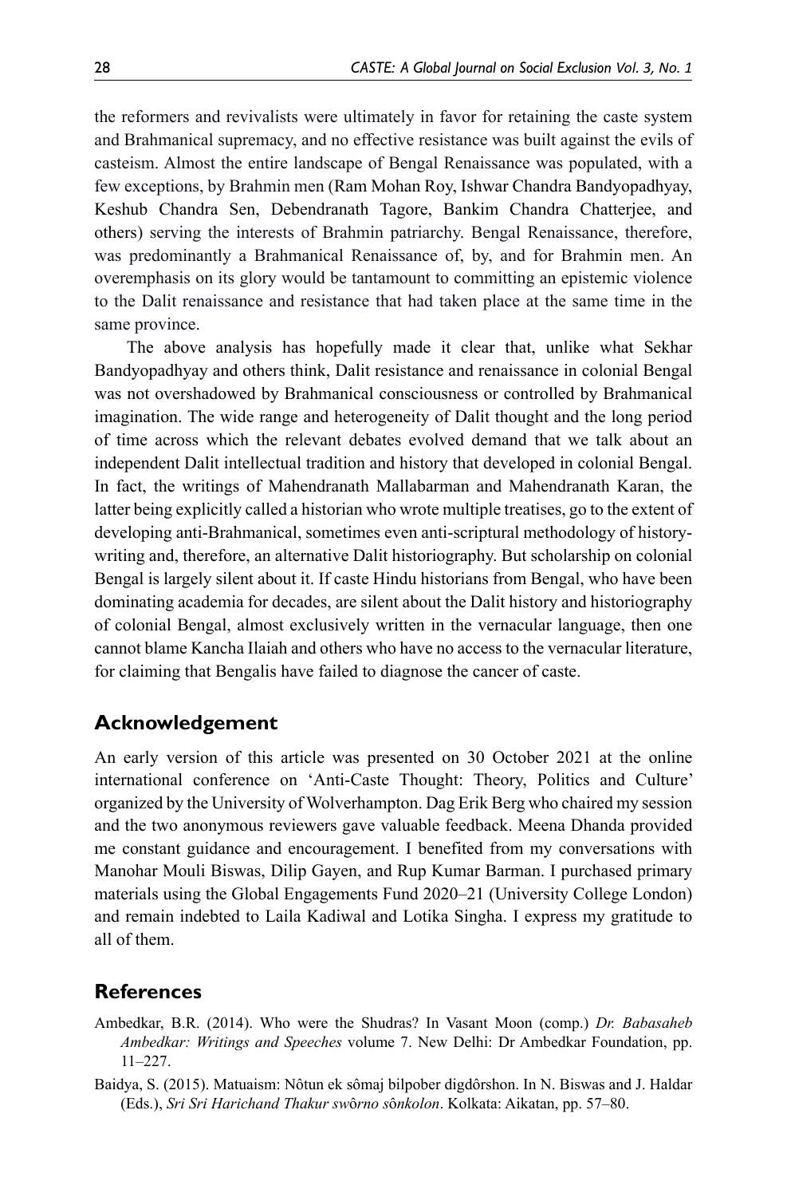the reformers and revivalists were ultimately in favor for retaining the caste system and Brahmanical supremacy, and no effective resistance was built against the evils of casteism. Almost the entire landscape of Bengal Renaissance was populated, with a few exceptions, by Brahmin men (Ram Mohan Roy, Ishwar Chandra Bandyopadhyay, Keshub Chandra Sen, Debendranath Tagore, Bankim Chandra Chatterjee, and others) serving the interests of Brahmin patriarchy. Bengal Renaissance, therefore, was predominantly a Brahmanical Renaissance of, by, and for Brahmin men. An overemphasis on its glory would be tantamount to committing an epistemic violence to the Dalit renaissance and resistance that had taken place at the same time in the same province.

The above analysis has hopefully made it clear that, unlike what Sekhar Bandyopadhyay and others think, Dalit resistance and renaissance in colonial Bengal was not overshadowed by Brahmanical consciousness or controlled by Brahmanical imagination. The wide range and heterogeneity of Dalit thought and the long period of time across which the relevant debates evolved demand that we talk about an independent Dalit intellectual tradition and history that developed in colonial Bengal. In fact, the writings of Mahendranath Mallabarman and Mahendranath Karan, the latter being explicitly called a historian who wrote multiple treatises, go to the extent of developing anti-Brahmanical, sometimes even anti-scriptural methodology of history-writing and, therefore, an alternative Dalit historiography. But scholarship on colonial Bengal is largely silent about it. If caste Hindu historians from Bengal, who have been dominating academia for decades, are silent about the Dalit history and historiography of colonial Bengal, almost exclusively written in the vernacular language, then one cannot blame Kancha Ilaiah and others who have no access to the vernacular literature, for claiming that Bengalis have failed to diagnose the cancer of caste.

## Acknowledgement

An early version of this article was presented on 30 October 2021 at the online international conference on 'Anti-Caste Thought: Theory, Politics and Culture' organized by the University of Wolverhampton. Dag Erik Berg who chaired my session and the two anonymous reviewers gave valuable feedback. Meena Dhanda provided me constant guidance and encouragement. I benefited from my conversations with Manohar Mouli Biswas, Dilip Gayen, and Rup Kumar Barman. I purchased primary materials using the Global Engagements Fund 2020–21 (University College London) and remain indebted to Laila Kadiwal and Lotika Singha. I express my gratitude to all of them.

## References

Ambedkar, B.R. (2014). Who were the Shudras? In Vasant Moon (comp.) *Dr. Babasaheb Ambedkar: Writings and Speeches* volume 7. New Delhi: Dr Ambedkar Foundation, pp. 11–227.

Baidya, S. (2015). Matuaism: Nôtun ek sômaj bilpober digdôrshon. In N. Biswas and J. Haldar (Eds.), *Sri Sri Harichand Thakur swôrno sônkolon*. Kolkata: Aikatan, pp. 57–80.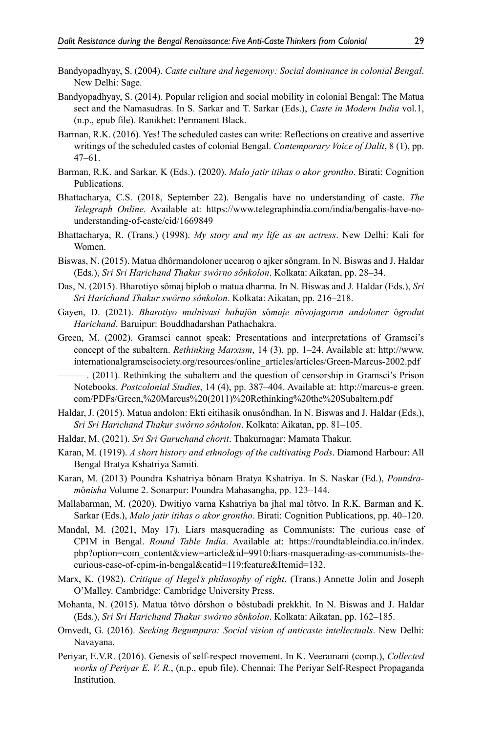Bandyopadhyay, S. (2004). *Caste culture and hegemony: Social dominance in colonial Bengal*. New Delhi: Sage.

Bandyopadhyay, S. (2014). Popular religion and social mobility in colonial Bengal: The Matua sect and the Namasudras. In S. Sarkar and T. Sarkar (Eds.), *Caste in Modern India* vol.1, (n.p., epub file). Ranikhet: Permanent Black.

Barman, R.K. (2016). Yes! The scheduled castes can write: Reflections on creative and assertive writings of the scheduled castes of colonial Bengal. *Contemporary Voice of Dalit*, 8 (1), pp. 47–61.

Barman, R.K. and Sarkar, K (Eds.). (2020). *Malo jatir itihas o akor grontho*. Birati: Cognition Publications.

Bhattacharya, C.S. (2018, September 22). Bengalis have no understanding of caste. *The Telegraph Online*. Available at: https://www.telegraphindia.com/india/bengalis-have-no-understanding-of-caste/cid/1669849

Bhattacharya, R. (Trans.) (1998). *My story and my life as an actress*. New Delhi: Kali for Women.

Biswas, N. (2015). Matua dhôrmandoloner uccaroṇ o ajker sôngram. In N. Biswas and J. Haldar (Eds.), *Sri Sri Harichand Thakur swôrno sônkolon*. Kolkata: Aikatan, pp. 28–34.

Das, N. (2015). Bharotiyo sômaj biplob o matua dharma. In N. Biswas and J. Haldar (Eds.), *Sri Sri Harichand Thakur swôrno sônkolon*. Kolkata: Aikatan, pp. 216–218.

Gayen, D. (2021). *Bharotiyo mulnivasi bahujôn sômaje nôvojagoron andoloner ôgrodut Harichand*. Baruipur: Bouddhadarshan Pathachakra.

Green, M. (2002). Gramsci cannot speak: Presentations and interpretations of Gramsci's concept of the subaltern. *Rethinking Marxism*, 14 (3), pp. 1–24. Available at: http://www.internationalgramscisociety.org/resources/online_articles/articles/Green-Marcus-2002.pdf

———. (2011). Rethinking the subaltern and the question of censorship in Gramsci's Prison Notebooks. *Postcolonial Studies*, 14 (4), pp. 387–404. Available at: http://marcus-e green.com/PDFs/Green,%20Marcus%20(2011)%20Rethinking%20the%20Subaltern.pdf

Haldar, J. (2015). Matua andolon: Ekti eitihasik onusôndhan. In N. Biswas and J. Haldar (Eds.), *Sri Sri Harichand Thakur swôrno sônkolon*. Kolkata: Aikatan, pp. 81–105.

Haldar, M. (2021). *Sri Sri Guruchand chorit*. Thakurnagar: Mamata Thakur.

Karan, M. (1919). *A short history and ethnology of the cultivating Pods*. Diamond Harbour: All Bengal Bratya Kshatriya Samiti.

Karan, M. (2013) Poundra Kshatriya bônam Bratya Kshatriya. In S. Naskar (Ed.), *Poundra-mônisha* Volume 2. Sonarpur: Poundra Mahasangha, pp. 123–144.

Mallabarman, M. (2020). Dwitiyo varna Kshatriya ba jhal mal tôtvo. In R.K. Barman and K. Sarkar (Eds.), *Malo jatir itihas o akor grontho*. Birati: Cognition Publications, pp. 40–120.

Mandal, M. (2021, May 17). Liars masquerading as Communists: The curious case of CPIM in Bengal. *Round Table India*. Available at: https://roundtableindia.co.in/index.php?option=com_content&view=article&id=9910:liars-masquerading-as-communists-the-curious-case-of-cpim-in-bengal&catid=119:feature&Itemid=132.

Marx, K. (1982). *Critique of Hegel's philosophy of right*. (Trans.) Annette Jolin and Joseph O'Malley. Cambridge: Cambridge University Press.

Mohanta, N. (2015). Matua tôtvo dôrshon o bôstubadi prekkhit. In N. Biswas and J. Haldar (Eds.), *Sri Sri Harichand Thakur swôrno sônkolon*. Kolkata: Aikatan, pp. 162–185.

Omvedt, G. (2016). *Seeking Begumpura: Social vision of anticaste intellectuals*. New Delhi: Navayana.

Periyar, E.V.R. (2016). Genesis of self-respect movement. In K. Veeramani (comp.), *Collected works of Periyar E. V. R.*, (n.p., epub file). Chennai: The Periyar Self-Respect Propaganda Institution.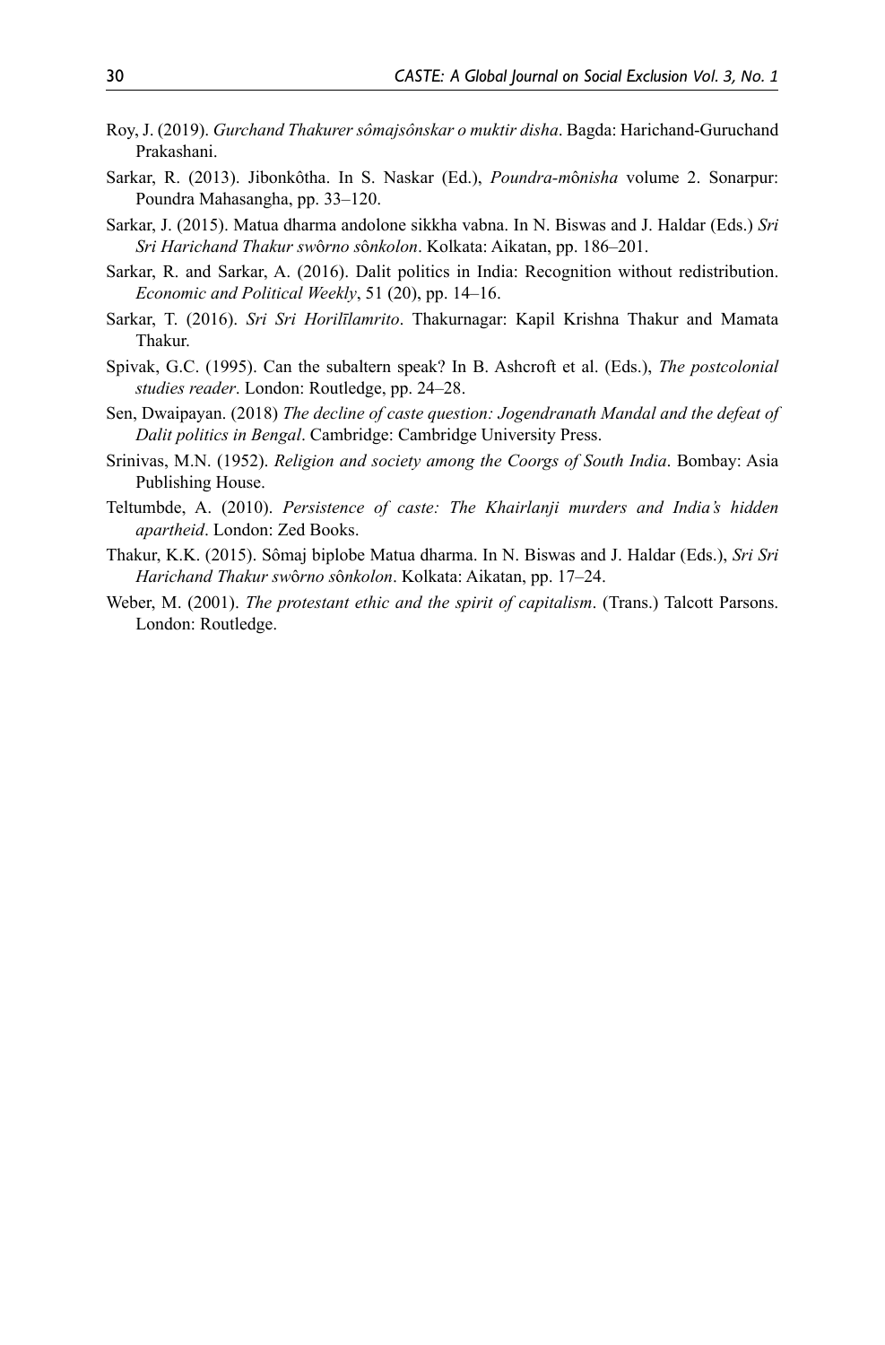Roy, J. (2019). *Gurchand Thakurer sômajsônskar o muktir disha*. Bagda: Harichand-Guruchand Prakashani.

Sarkar, R. (2013). Jibonkôtha. In S. Naskar (Ed.), *Poundra-mônisha* volume 2. Sonarpur: Poundra Mahasangha, pp. 33–120.

Sarkar, J. (2015). Matua dharma andolone sikkha vabna. In N. Biswas and J. Haldar (Eds.) *Sri Sri Harichand Thakur swôrno sônkolon*. Kolkata: Aikatan, pp. 186–201.

Sarkar, R. and Sarkar, A. (2016). Dalit politics in India: Recognition without redistribution. *Economic and Political Weekly*, 51 (20), pp. 14–16.

Sarkar, T. (2016). *Sri Sri Horilīlamrito*. Thakurnagar: Kapil Krishna Thakur and Mamata Thakur.

Spivak, G.C. (1995). Can the subaltern speak? In B. Ashcroft et al. (Eds.), *The postcolonial studies reader*. London: Routledge, pp. 24–28.

Sen, Dwaipayan. (2018) *The decline of caste question: Jogendranath Mandal and the defeat of Dalit politics in Bengal*. Cambridge: Cambridge University Press.

Srinivas, M.N. (1952). *Religion and society among the Coorgs of South India*. Bombay: Asia Publishing House.

Teltumbde, A. (2010). *Persistence of caste: The Khairlanji murders and India's hidden apartheid*. London: Zed Books.

Thakur, K.K. (2015). Sômaj biplobe Matua dharma. In N. Biswas and J. Haldar (Eds.), *Sri Sri Harichand Thakur swôrno sônkolon*. Kolkata: Aikatan, pp. 17–24.

Weber, M. (2001). *The protestant ethic and the spirit of capitalism*. (Trans.) Talcott Parsons. London: Routledge.